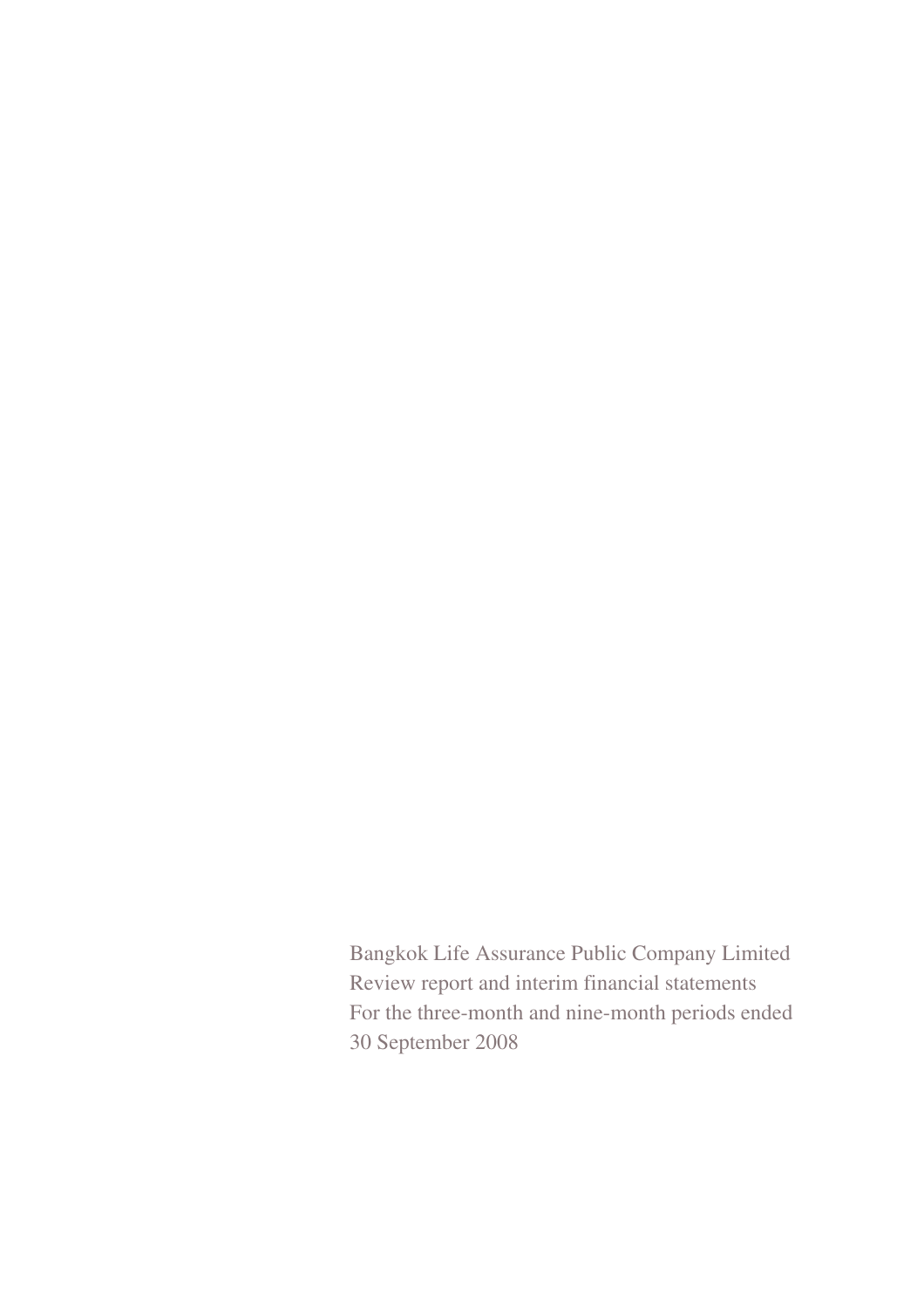Bangkok Life Assurance Public Company Limited
Review report and interim financial statements
For the three-month and nine-month periods ended
30 September 2008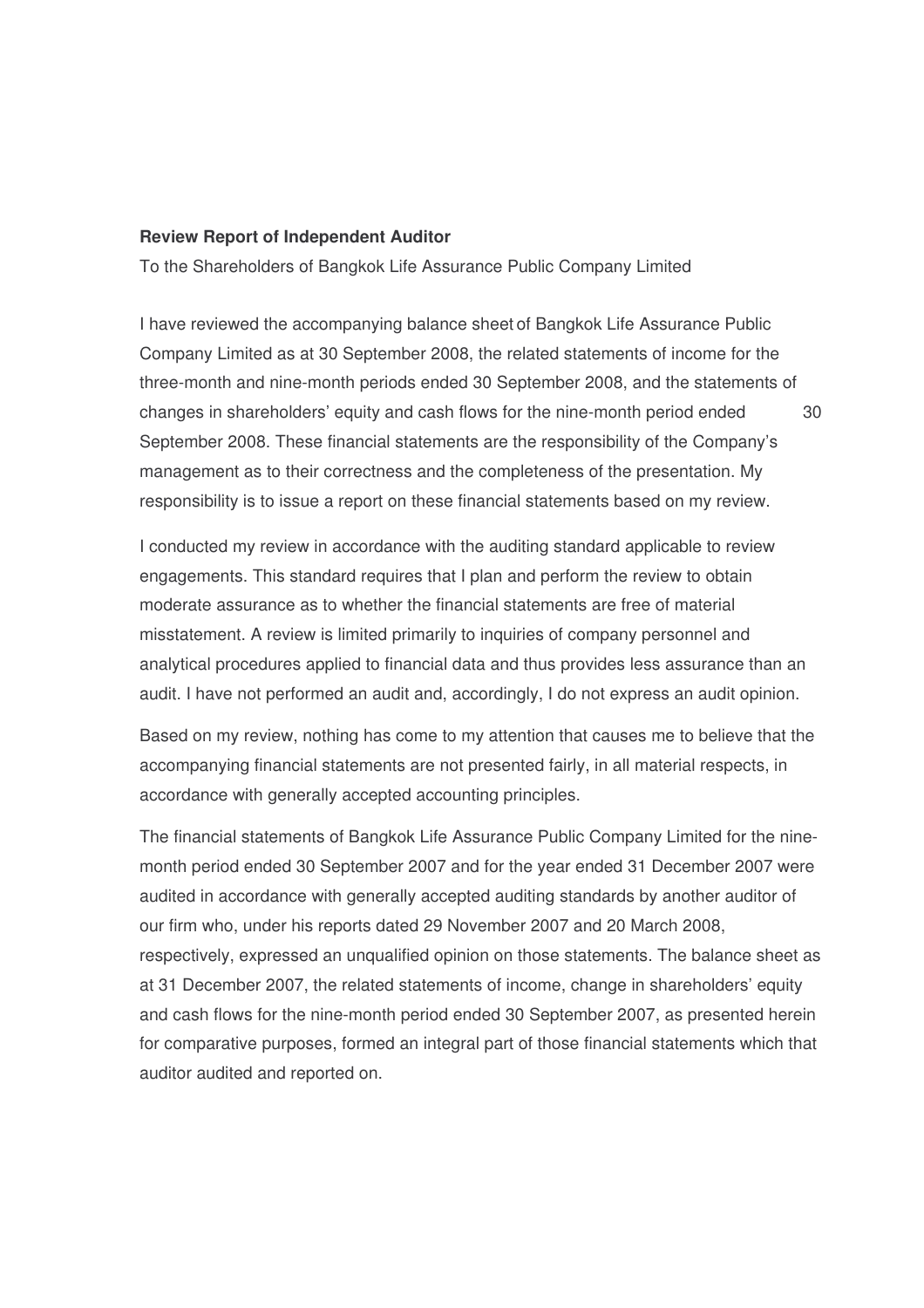**Review Report of Independent Auditor**

To the Shareholders of Bangkok Life Assurance Public Company Limited

I have reviewed the accompanying balance sheet of Bangkok Life Assurance Public Company Limited as at 30 September 2008, the related statements of income for the three-month and nine-month periods ended 30 September 2008, and the statements of changes in shareholders' equity and cash flows for the nine-month period ended 30 September 2008. These financial statements are the responsibility of the Company's management as to their correctness and the completeness of the presentation. My responsibility is to issue a report on these financial statements based on my review.

I conducted my review in accordance with the auditing standard applicable to review engagements. This standard requires that I plan and perform the review to obtain moderate assurance as to whether the financial statements are free of material misstatement. A review is limited primarily to inquiries of company personnel and analytical procedures applied to financial data and thus provides less assurance than an audit. I have not performed an audit and, accordingly, I do not express an audit opinion.

Based on my review, nothing has come to my attention that causes me to believe that the accompanying financial statements are not presented fairly, in all material respects, in accordance with generally accepted accounting principles.

The financial statements of Bangkok Life Assurance Public Company Limited for the nine-month period ended 30 September 2007 and for the year ended 31 December 2007 were audited in accordance with generally accepted auditing standards by another auditor of our firm who, under his reports dated 29 November 2007 and 20 March 2008, respectively, expressed an unqualified opinion on those statements. The balance sheet as at 31 December 2007, the related statements of income, change in shareholders' equity and cash flows for the nine-month period ended 30 September 2007, as presented herein for comparative purposes, formed an integral part of those financial statements which that auditor audited and reported on.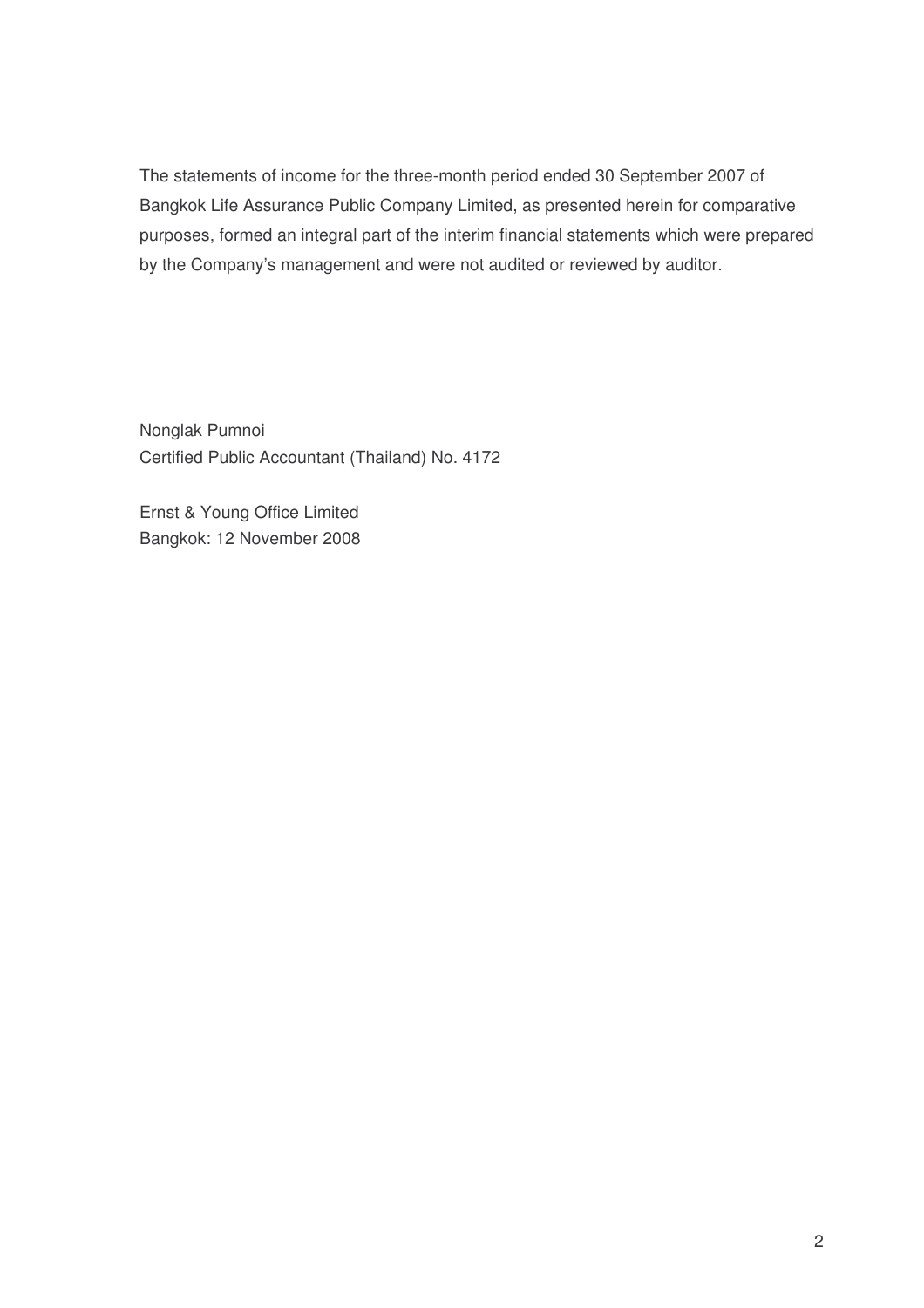The statements of income for the three-month period ended 30 September 2007 of Bangkok Life Assurance Public Company Limited, as presented herein for comparative purposes, formed an integral part of the interim financial statements which were prepared by the Company's management and were not audited or reviewed by auditor.

Nonglak Pumnoi
Certified Public Accountant (Thailand) No. 4172

Ernst & Young Office Limited
Bangkok: 12 November 2008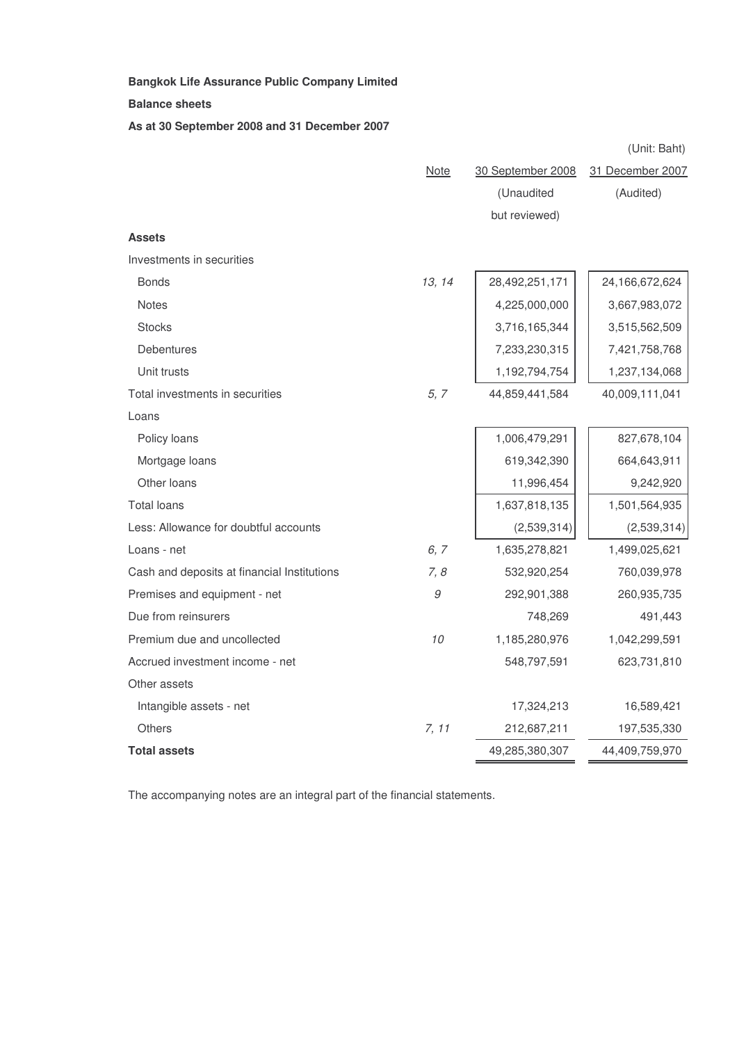**Bangkok Life Assurance Public Company Limited**

**Balance sheets**

**As at 30 September 2008 and 31 December 2007**

(Unit: Baht)

| | Note | 30 September 2008 (Unaudited but reviewed) | 31 December 2007 (Audited) |
|---|---|---|---|
| **Assets** | | | |
| Investments in securities | | | |
| Bonds | *13, 14* | 28,492,251,171 | 24,166,672,624 |
| Notes | | 4,225,000,000 | 3,667,983,072 |
| Stocks | | 3,716,165,344 | 3,515,562,509 |
| Debentures | | 7,233,230,315 | 7,421,758,768 |
| Unit trusts | | 1,192,794,754 | 1,237,134,068 |
| Total investments in securities | *5, 7* | 44,859,441,584 | 40,009,111,041 |
| Loans | | | |
| Policy loans | | 1,006,479,291 | 827,678,104 |
| Mortgage loans | | 619,342,390 | 664,643,911 |
| Other loans | | 11,996,454 | 9,242,920 |
| Total loans | | 1,637,818,135 | 1,501,564,935 |
| Less: Allowance for doubtful accounts | | (2,539,314) | (2,539,314) |
| Loans - net | *6, 7* | 1,635,278,821 | 1,499,025,621 |
| Cash and deposits at financial Institutions | *7, 8* | 532,920,254 | 760,039,978 |
| Premises and equipment - net | *9* | 292,901,388 | 260,935,735 |
| Due from reinsurers | | 748,269 | 491,443 |
| Premium due and uncollected | *10* | 1,185,280,976 | 1,042,299,591 |
| Accrued investment income - net | | 548,797,591 | 623,731,810 |
| Other assets | | | |
| Intangible assets - net | | 17,324,213 | 16,589,421 |
| Others | *7, 11* | 212,687,211 | 197,535,330 |
| **Total assets** | | 49,285,380,307 | 44,409,759,970 |

The accompanying notes are an integral part of the financial statements.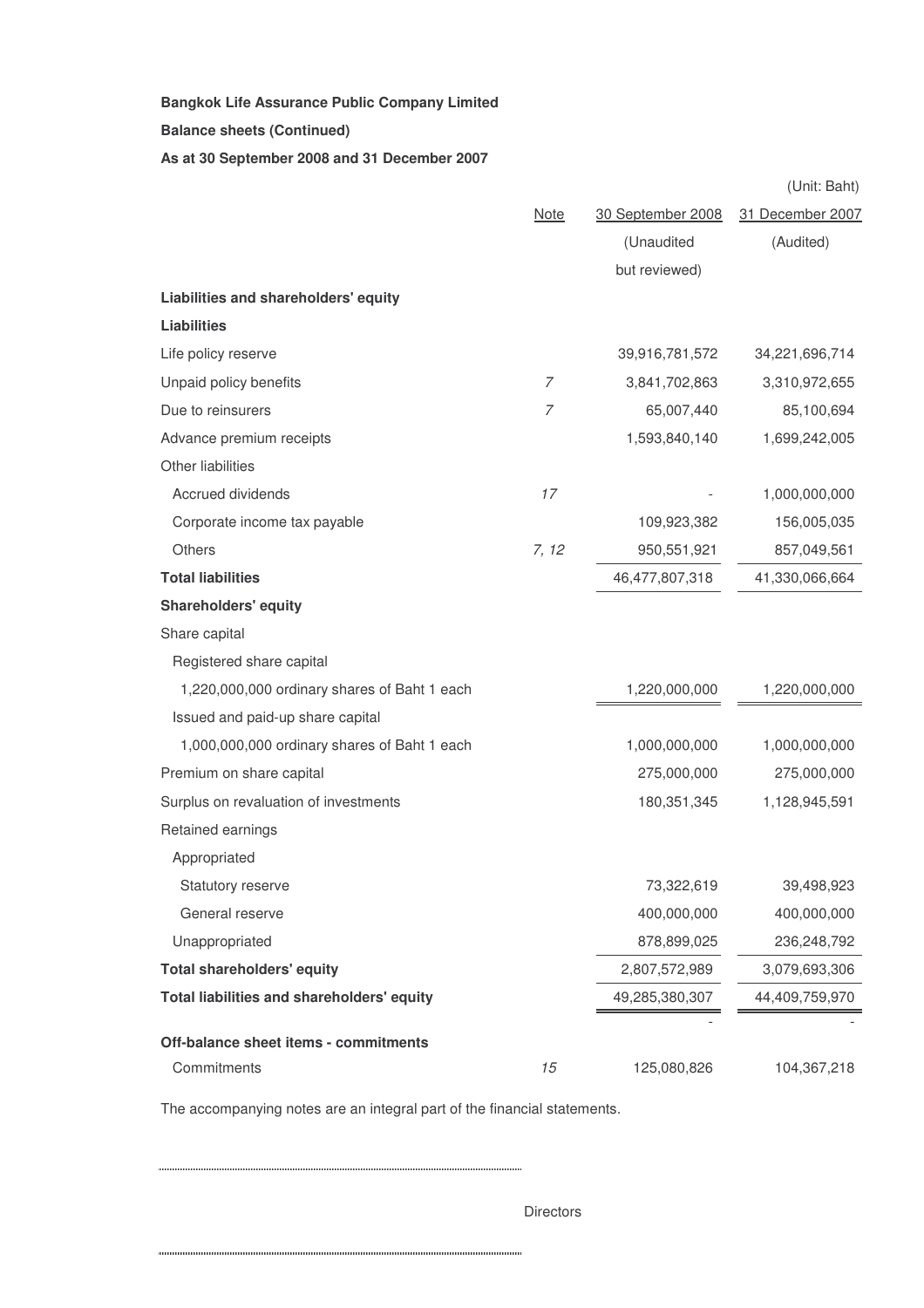**Bangkok Life Assurance Public Company Limited**

**Balance sheets (Continued)**

**As at 30 September 2008 and 31 December 2007**

(Unit: Baht)

| | Note | 30 September 2008 | 31 December 2007 |
|---|---|---|---|
| | | (Unaudited but reviewed) | (Audited) |
| **Liabilities and shareholders' equity** | | | |
| **Liabilities** | | | |
| Life policy reserve | | 39,916,781,572 | 34,221,696,714 |
| Unpaid policy benefits | *7* | 3,841,702,863 | 3,310,972,655 |
| Due to reinsurers | *7* | 65,007,440 | 85,100,694 |
| Advance premium receipts | | 1,593,840,140 | 1,699,242,005 |
| Other liabilities | | | |
| Accrued dividends | *17* | - | 1,000,000,000 |
| Corporate income tax payable | | 109,923,382 | 156,005,035 |
| Others | *7, 12* | 950,551,921 | 857,049,561 |
| **Total liabilities** | | 46,477,807,318 | 41,330,066,664 |
| **Shareholders' equity** | | | |
| Share capital | | | |
| Registered share capital | | | |
| 1,220,000,000 ordinary shares of Baht 1 each | | 1,220,000,000 | 1,220,000,000 |
| Issued and paid-up share capital | | | |
| 1,000,000,000 ordinary shares of Baht 1 each | | 1,000,000,000 | 1,000,000,000 |
| Premium on share capital | | 275,000,000 | 275,000,000 |
| Surplus on revaluation of investments | | 180,351,345 | 1,128,945,591 |
| Retained earnings | | | |
| Appropriated | | | |
| Statutory reserve | | 73,322,619 | 39,498,923 |
| General reserve | | 400,000,000 | 400,000,000 |
| Unappropriated | | 878,899,025 | 236,248,792 |
| **Total shareholders' equity** | | 2,807,572,989 | 3,079,693,306 |
| **Total liabilities and shareholders' equity** | | 49,285,380,307 | 44,409,759,970 |
| | | - | - |
| **Off-balance sheet items - commitments** | | | |
| Commitments | *15* | 125,080,826 | 104,367,218 |

The accompanying notes are an integral part of the financial statements.

Directors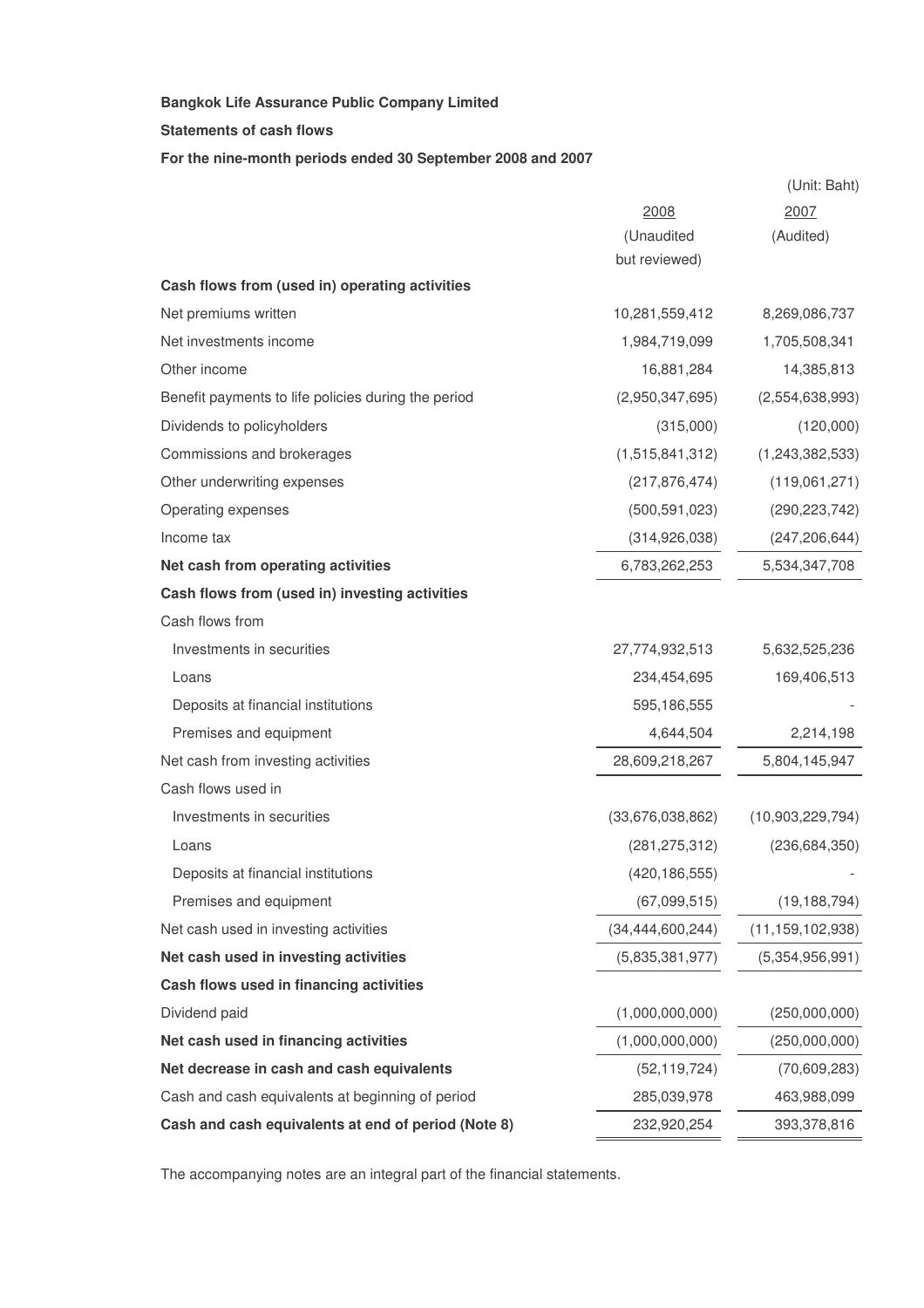**Bangkok Life Assurance Public Company Limited**

**Statements of cash flows**

**For the nine-month periods ended 30 September 2008 and 2007**

(Unit: Baht)

| | 2008 (Unaudited but reviewed) | 2007 (Audited) |
|---|---|---|
| **Cash flows from (used in) operating activities** | | |
| Net premiums written | 10,281,559,412 | 8,269,086,737 |
| Net investments income | 1,984,719,099 | 1,705,508,341 |
| Other income | 16,881,284 | 14,385,813 |
| Benefit payments to life policies during the period | (2,950,347,695) | (2,554,638,993) |
| Dividends to policyholders | (315,000) | (120,000) |
| Commissions and brokerages | (1,515,841,312) | (1,243,382,533) |
| Other underwriting expenses | (217,876,474) | (119,061,271) |
| Operating expenses | (500,591,023) | (290,223,742) |
| Income tax | (314,926,038) | (247,206,644) |
| **Net cash from operating activities** | 6,783,262,253 | 5,534,347,708 |
| **Cash flows from (used in) investing activities** | | |
| Cash flows from | | |
| Investments in securities | 27,774,932,513 | 5,632,525,236 |
| Loans | 234,454,695 | 169,406,513 |
| Deposits at financial institutions | 595,186,555 | - |
| Premises and equipment | 4,644,504 | 2,214,198 |
| Net cash from investing activities | 28,609,218,267 | 5,804,145,947 |
| Cash flows used in | | |
| Investments in securities | (33,676,038,862) | (10,903,229,794) |
| Loans | (281,275,312) | (236,684,350) |
| Deposits at financial institutions | (420,186,555) | - |
| Premises and equipment | (67,099,515) | (19,188,794) |
| Net cash used in investing activities | (34,444,600,244) | (11,159,102,938) |
| **Net cash used in investing activities** | (5,835,381,977) | (5,354,956,991) |
| **Cash flows used in financing activities** | | |
| Dividend paid | (1,000,000,000) | (250,000,000) |
| **Net cash used in financing activities** | (1,000,000,000) | (250,000,000) |
| **Net decrease in cash and cash equivalents** | (52,119,724) | (70,609,283) |
| Cash and cash equivalents at beginning of period | 285,039,978 | 463,988,099 |
| **Cash and cash equivalents at end of period (Note 8)** | 232,920,254 | 393,378,816 |

The accompanying notes are an integral part of the financial statements.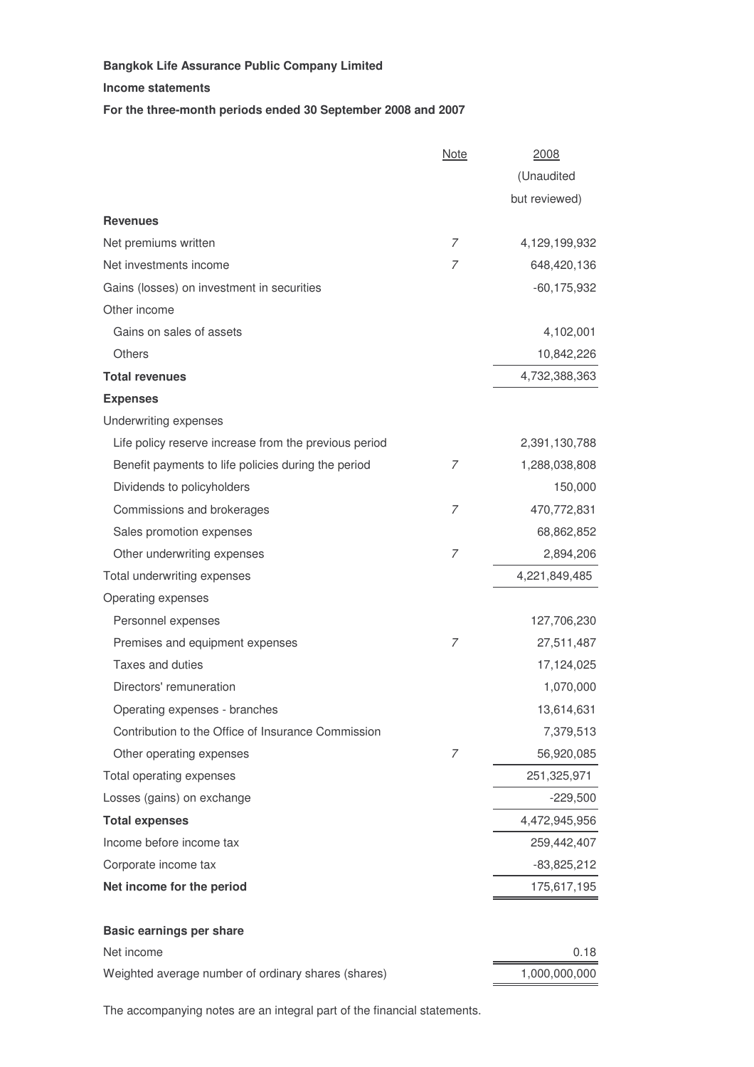**Bangkok Life Assurance Public Company Limited**

**Income statements**

**For the three-month periods ended 30 September 2008 and 2007**

| | Note | 2008 |
|---|---|---|
| | | (Unaudited but reviewed) |
| **Revenues** | | |
| Net premiums written | 7 | 4,129,199,932 |
| Net investments income | 7 | 648,420,136 |
| Gains (losses) on investment in securities | | -60,175,932 |
| Other income | | |
| Gains on sales of assets | | 4,102,001 |
| Others | | 10,842,226 |
| **Total revenues** | | 4,732,388,363 |
| **Expenses** | | |
| Underwriting expenses | | |
| Life policy reserve increase from the previous period | | 2,391,130,788 |
| Benefit payments to life policies during the period | 7 | 1,288,038,808 |
| Dividends to policyholders | | 150,000 |
| Commissions and brokerages | 7 | 470,772,831 |
| Sales promotion expenses | | 68,862,852 |
| Other underwriting expenses | 7 | 2,894,206 |
| Total underwriting expenses | | 4,221,849,485 |
| Operating expenses | | |
| Personnel expenses | | 127,706,230 |
| Premises and equipment expenses | 7 | 27,511,487 |
| Taxes and duties | | 17,124,025 |
| Directors' remuneration | | 1,070,000 |
| Operating expenses - branches | | 13,614,631 |
| Contribution to the Office of Insurance Commission | | 7,379,513 |
| Other operating expenses | 7 | 56,920,085 |
| Total operating expenses | | 251,325,971 |
| Losses (gains) on exchange | | -229,500 |
| **Total expenses** | | 4,472,945,956 |
| Income before income tax | | 259,442,407 |
| Corporate income tax | | -83,825,212 |
| **Net income for the period** | | 175,617,195 |
| | | |
| **Basic earnings per share** | | |
| Net income | | 0.18 |
| Weighted average number of ordinary shares (shares) | | 1,000,000,000 |

The accompanying notes are an integral part of the financial statements.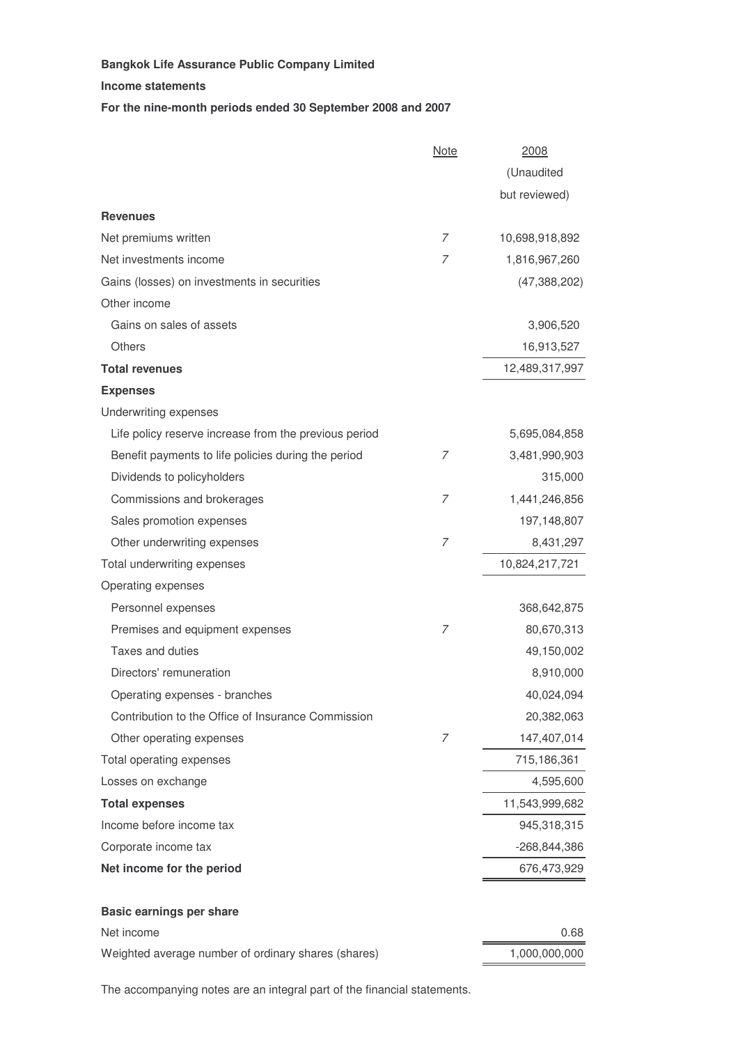**Bangkok Life Assurance Public Company Limited**

**Income statements**

**For the nine-month periods ended 30 September 2008 and 2007**

| | Note | 2008 (Unaudited but reviewed) |
|---|---|---|
| **Revenues** | | |
| Net premiums written | 7 | 10,698,918,892 |
| Net investments income | 7 | 1,816,967,260 |
| Gains (losses) on investments in securities | | (47,388,202) |
| Other income | | |
| Gains on sales of assets | | 3,906,520 |
| Others | | 16,913,527 |
| **Total revenues** | | 12,489,317,997 |
| **Expenses** | | |
| Underwriting expenses | | |
| Life policy reserve increase from the previous period | | 5,695,084,858 |
| Benefit payments to life policies during the period | 7 | 3,481,990,903 |
| Dividends to policyholders | | 315,000 |
| Commissions and brokerages | 7 | 1,441,246,856 |
| Sales promotion expenses | | 197,148,807 |
| Other underwriting expenses | 7 | 8,431,297 |
| Total underwriting expenses | | 10,824,217,721 |
| Operating expenses | | |
| Personnel expenses | | 368,642,875 |
| Premises and equipment expenses | 7 | 80,670,313 |
| Taxes and duties | | 49,150,002 |
| Directors' remuneration | | 8,910,000 |
| Operating expenses - branches | | 40,024,094 |
| Contribution to the Office of Insurance Commission | | 20,382,063 |
| Other operating expenses | 7 | 147,407,014 |
| Total operating expenses | | 715,186,361 |
| Losses on exchange | | 4,595,600 |
| **Total expenses** | | 11,543,999,682 |
| Income before income tax | | 945,318,315 |
| Corporate income tax | | -268,844,386 |
| **Net income for the period** | | 676,473,929 |
| | | |
| **Basic earnings per share** | | |
| Net income | | 0.68 |
| Weighted average number of ordinary shares (shares) | | 1,000,000,000 |

The accompanying notes are an integral part of the financial statements.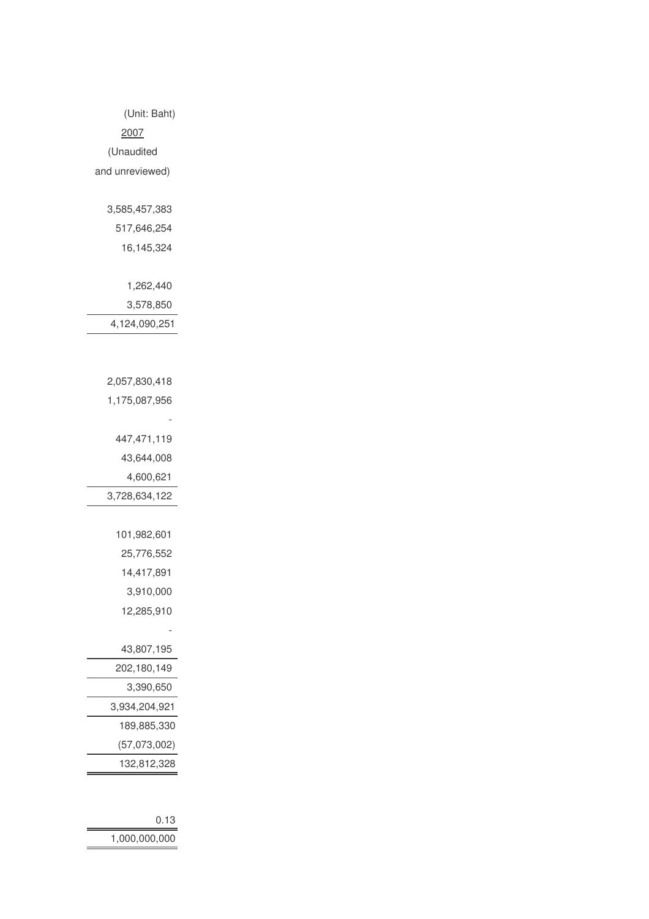| (Unit: Baht) |
|---:|
| 2007 |
| (Unaudited and unreviewed) |
| |
| 3,585,457,383 |
| 517,646,254 |
| 16,145,324 |
| |
| 1,262,440 |
| 3,578,850 |
| 4,124,090,251 |
| |
| |
| 2,057,830,418 |
| 1,175,087,956 |
| - |
| 447,471,119 |
| 43,644,008 |
| 4,600,621 |
| 3,728,634,122 |
| |
| 101,982,601 |
| 25,776,552 |
| 14,417,891 |
| 3,910,000 |
| 12,285,910 |
| - |
| 43,807,195 |
| 202,180,149 |
| 3,390,650 |
| 3,934,204,921 |
| 189,885,330 |
| (57,073,002) |
| 132,812,328 |
| |
| |
| 0.13 |
| 1,000,000,000 |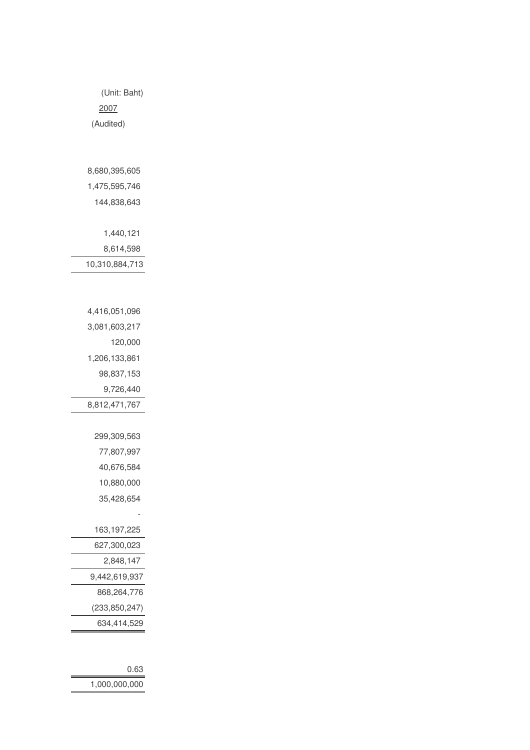| (Unit: Baht) |
| ---: |
| 2007 |
| (Audited) |
| |
| 8,680,395,605 |
| 1,475,595,746 |
| 144,838,643 |
| |
| 1,440,121 |
| 8,614,598 |
| 10,310,884,713 |
| |
| 4,416,051,096 |
| 3,081,603,217 |
| 120,000 |
| 1,206,133,861 |
| 98,837,153 |
| 9,726,440 |
| 8,812,471,767 |
| |
| 299,309,563 |
| 77,807,997 |
| 40,676,584 |
| 10,880,000 |
| 35,428,654 |
| - |
| 163,197,225 |
| 627,300,023 |
| 2,848,147 |
| 9,442,619,937 |
| 868,264,776 |
| (233,850,247) |
| 634,414,529 |
| |
| 0.63 |
| 1,000,000,000 |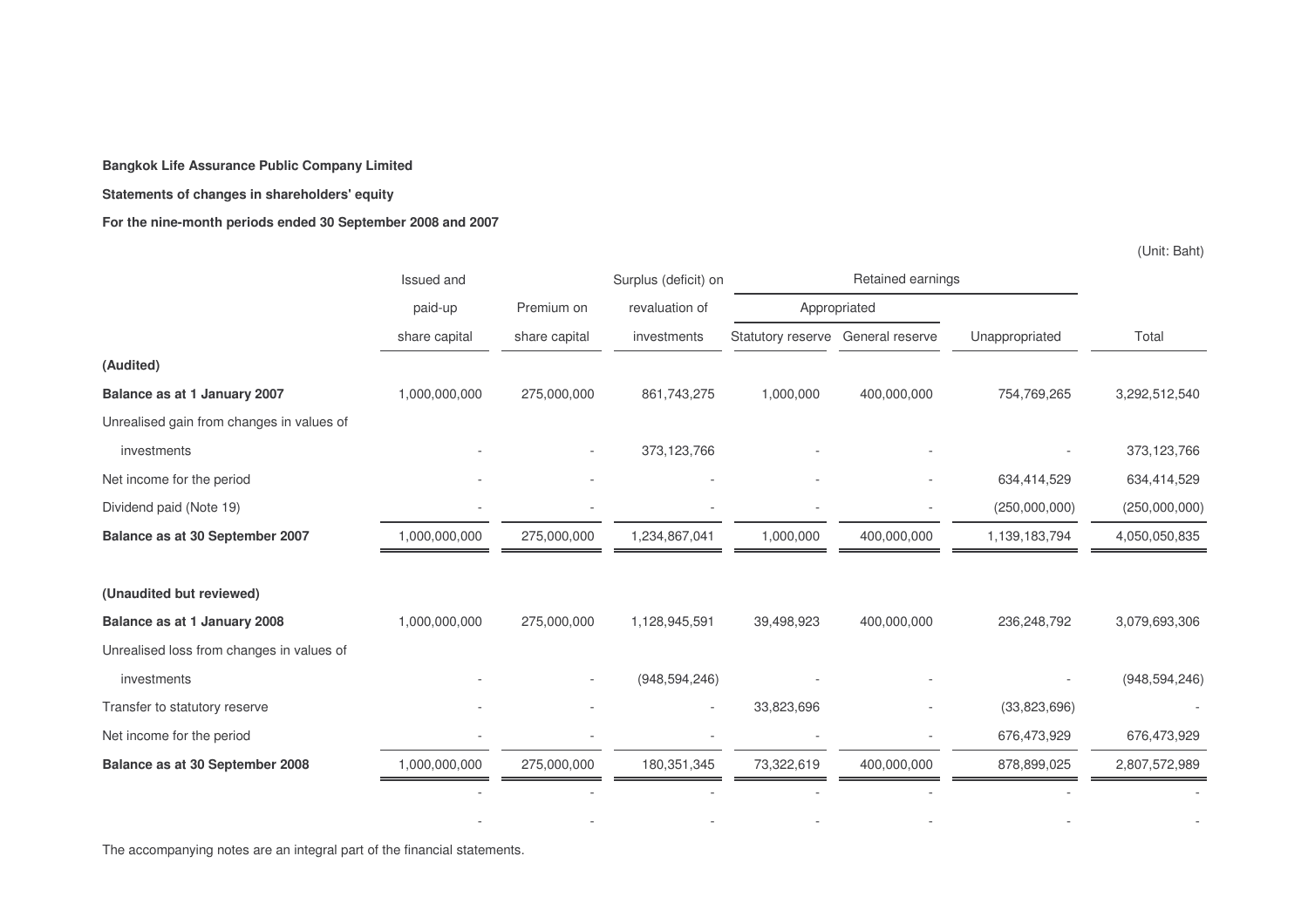**Bangkok Life Assurance Public Company Limited**

**Statements of changes in shareholders' equity**

**For the nine-month periods ended 30 September 2008 and 2007**

(Unit: Baht)

| | Issued and paid-up share capital | Premium on share capital | Surplus (deficit) on revaluation of investments | Retained earnings | | | Total |
|---|---|---|---|---|---|---|---|
| | | | | Appropriated | | Unappropriated | |
| | | | | Statutory reserve | General reserve | | |
| **(Audited)** | | | | | | | |
| **Balance as at 1 January 2007** | 1,000,000,000 | 275,000,000 | 861,743,275 | 1,000,000 | 400,000,000 | 754,769,265 | 3,292,512,540 |
| Unrealised gain from changes in values of investments | - | - | 373,123,766 | - | - | - | 373,123,766 |
| Net income for the period | - | - | - | - | - | 634,414,529 | 634,414,529 |
| Dividend paid (Note 19) | - | - | - | - | - | (250,000,000) | (250,000,000) |
| **Balance as at 30 September 2007** | 1,000,000,000 | 275,000,000 | 1,234,867,041 | 1,000,000 | 400,000,000 | 1,139,183,794 | 4,050,050,835 |
| **(Unaudited but reviewed)** | | | | | | | |
| **Balance as at 1 January 2008** | 1,000,000,000 | 275,000,000 | 1,128,945,591 | 39,498,923 | 400,000,000 | 236,248,792 | 3,079,693,306 |
| Unrealised loss from changes in values of investments | - | - | (948,594,246) | - | - | - | (948,594,246) |
| Transfer to statutory reserve | - | - | - | 33,823,696 | - | (33,823,696) | - |
| Net income for the period | - | - | - | - | - | 676,473,929 | 676,473,929 |
| **Balance as at 30 September 2008** | 1,000,000,000 | 275,000,000 | 180,351,345 | 73,322,619 | 400,000,000 | 878,899,025 | 2,807,572,989 |
| | - | - | - | - | - | - | - |
| | - | - | - | - | - | - | - |

The accompanying notes are an integral part of the financial statements.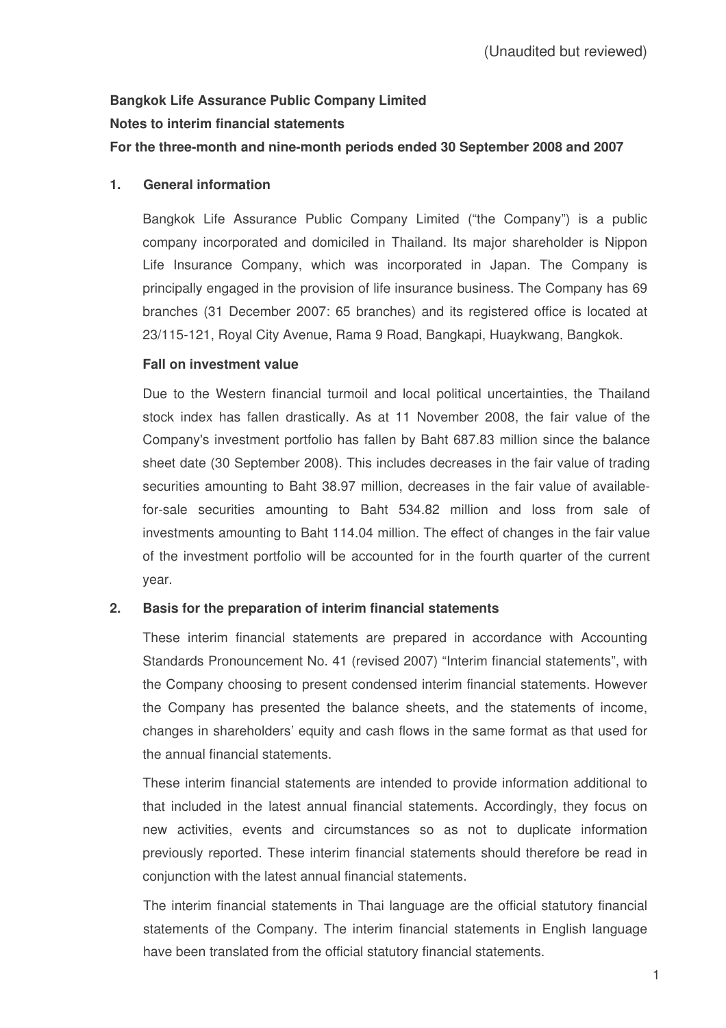(Unaudited but reviewed)

**Bangkok Life Assurance Public Company Limited**

**Notes to interim financial statements**

**For the three-month and nine-month periods ended 30 September 2008 and 2007**

## 1. General information

Bangkok Life Assurance Public Company Limited ("the Company") is a public company incorporated and domiciled in Thailand. Its major shareholder is Nippon Life Insurance Company, which was incorporated in Japan. The Company is principally engaged in the provision of life insurance business. The Company has 69 branches (31 December 2007: 65 branches) and its registered office is located at 23/115-121, Royal City Avenue, Rama 9 Road, Bangkapi, Huaykwang, Bangkok.

**Fall on investment value**

Due to the Western financial turmoil and local political uncertainties, the Thailand stock index has fallen drastically. As at 11 November 2008, the fair value of the Company's investment portfolio has fallen by Baht 687.83 million since the balance sheet date (30 September 2008). This includes decreases in the fair value of trading securities amounting to Baht 38.97 million, decreases in the fair value of available-for-sale securities amounting to Baht 534.82 million and loss from sale of investments amounting to Baht 114.04 million. The effect of changes in the fair value of the investment portfolio will be accounted for in the fourth quarter of the current year.

## 2. Basis for the preparation of interim financial statements

These interim financial statements are prepared in accordance with Accounting Standards Pronouncement No. 41 (revised 2007) "Interim financial statements", with the Company choosing to present condensed interim financial statements. However the Company has presented the balance sheets, and the statements of income, changes in shareholders' equity and cash flows in the same format as that used for the annual financial statements.

These interim financial statements are intended to provide information additional to that included in the latest annual financial statements. Accordingly, they focus on new activities, events and circumstances so as not to duplicate information previously reported. These interim financial statements should therefore be read in conjunction with the latest annual financial statements.

The interim financial statements in Thai language are the official statutory financial statements of the Company. The interim financial statements in English language have been translated from the official statutory financial statements.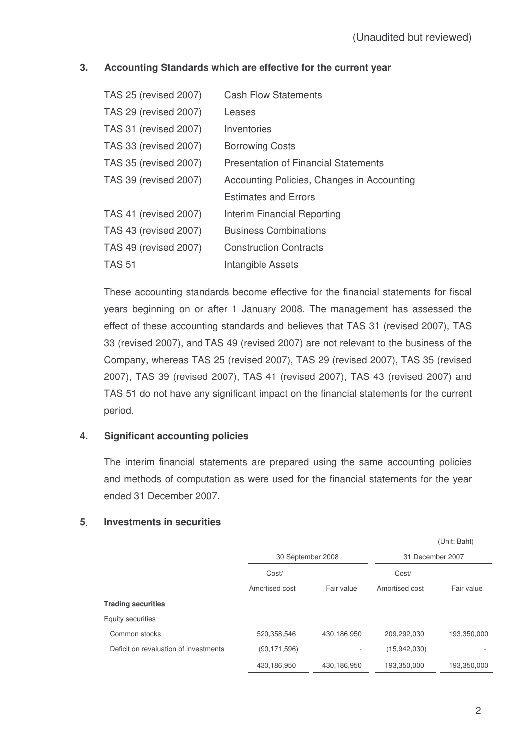(Unaudited but reviewed)

### 3. Accounting Standards which are effective for the current year

| | |
|---|---|
| TAS 25 (revised 2007) | Cash Flow Statements |
| TAS 29 (revised 2007) | Leases |
| TAS 31 (revised 2007) | Inventories |
| TAS 33 (revised 2007) | Borrowing Costs |
| TAS 35 (revised 2007) | Presentation of Financial Statements |
| TAS 39 (revised 2007) | Accounting Policies, Changes in Accounting Estimates and Errors |
| TAS 41 (revised 2007) | Interim Financial Reporting |
| TAS 43 (revised 2007) | Business Combinations |
| TAS 49 (revised 2007) | Construction Contracts |
| TAS 51 | Intangible Assets |

These accounting standards become effective for the financial statements for fiscal years beginning on or after 1 January 2008. The management has assessed the effect of these accounting standards and believes that TAS 31 (revised 2007), TAS 33 (revised 2007), and TAS 49 (revised 2007) are not relevant to the business of the Company, whereas TAS 25 (revised 2007), TAS 29 (revised 2007), TAS 35 (revised 2007), TAS 39 (revised 2007), TAS 41 (revised 2007), TAS 43 (revised 2007) and TAS 51 do not have any significant impact on the financial statements for the current period.

### 4. Significant accounting policies

The interim financial statements are prepared using the same accounting policies and methods of computation as were used for the financial statements for the year ended 31 December 2007.

### 5. Investments in securities

(Unit: Baht)

| | 30 September 2008 | | 31 December 2007 | |
|---|---|---|---|---|
| | Cost/ Amortised cost | Fair value | Cost/ Amortised cost | Fair value |
| **Trading securities** | | | | |
| Equity securities | | | | |
| Common stocks | 520,358,546 | 430,186,950 | 209,292,030 | 193,350,000 |
| Deficit on revaluation of investments | (90,171,596) | - | (15,942,030) | - |
| | 430,186,950 | 430,186,950 | 193,350,000 | 193,350,000 |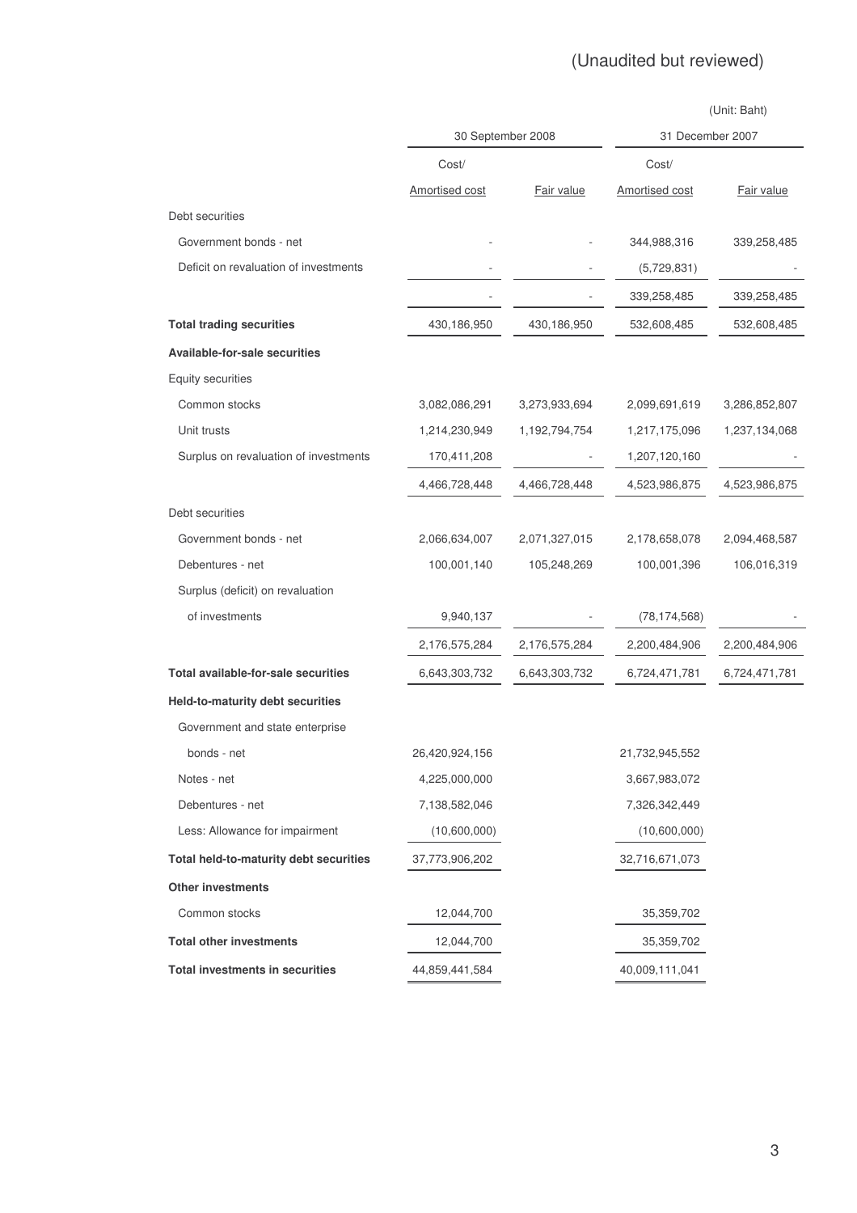(Unaudited but reviewed)

(Unit: Baht)

| | 30 September 2008 | | 31 December 2007 | |
|---|---|---|---|---|
| | Cost/ Amortised cost | Fair value | Cost/ Amortised cost | Fair value |
| Debt securities | | | | |
| Government bonds - net | - | - | 344,988,316 | 339,258,485 |
| Deficit on revaluation of investments | - | - | (5,729,831) | - |
| | - | - | 339,258,485 | 339,258,485 |
| **Total trading securities** | 430,186,950 | 430,186,950 | 532,608,485 | 532,608,485 |
| **Available-for-sale securities** | | | | |
| Equity securities | | | | |
| Common stocks | 3,082,086,291 | 3,273,933,694 | 2,099,691,619 | 3,286,852,807 |
| Unit trusts | 1,214,230,949 | 1,192,794,754 | 1,217,175,096 | 1,237,134,068 |
| Surplus on revaluation of investments | 170,411,208 | - | 1,207,120,160 | - |
| | 4,466,728,448 | 4,466,728,448 | 4,523,986,875 | 4,523,986,875 |
| Debt securities | | | | |
| Government bonds - net | 2,066,634,007 | 2,071,327,015 | 2,178,658,078 | 2,094,468,587 |
| Debentures - net | 100,001,140 | 105,248,269 | 100,001,396 | 106,016,319 |
| Surplus (deficit) on revaluation of investments | 9,940,137 | - | (78,174,568) | - |
| | 2,176,575,284 | 2,176,575,284 | 2,200,484,906 | 2,200,484,906 |
| **Total available-for-sale securities** | 6,643,303,732 | 6,643,303,732 | 6,724,471,781 | 6,724,471,781 |
| **Held-to-maturity debt securities** | | | | |
| Government and state enterprise bonds - net | 26,420,924,156 | | 21,732,945,552 | |
| Notes - net | 4,225,000,000 | | 3,667,983,072 | |
| Debentures - net | 7,138,582,046 | | 7,326,342,449 | |
| Less: Allowance for impairment | (10,600,000) | | (10,600,000) | |
| **Total held-to-maturity debt securities** | 37,773,906,202 | | 32,716,671,073 | |
| **Other investments** | | | | |
| Common stocks | 12,044,700 | | 35,359,702 | |
| **Total other investments** | 12,044,700 | | 35,359,702 | |
| **Total investments in securities** | 44,859,441,584 | | 40,009,111,041 | |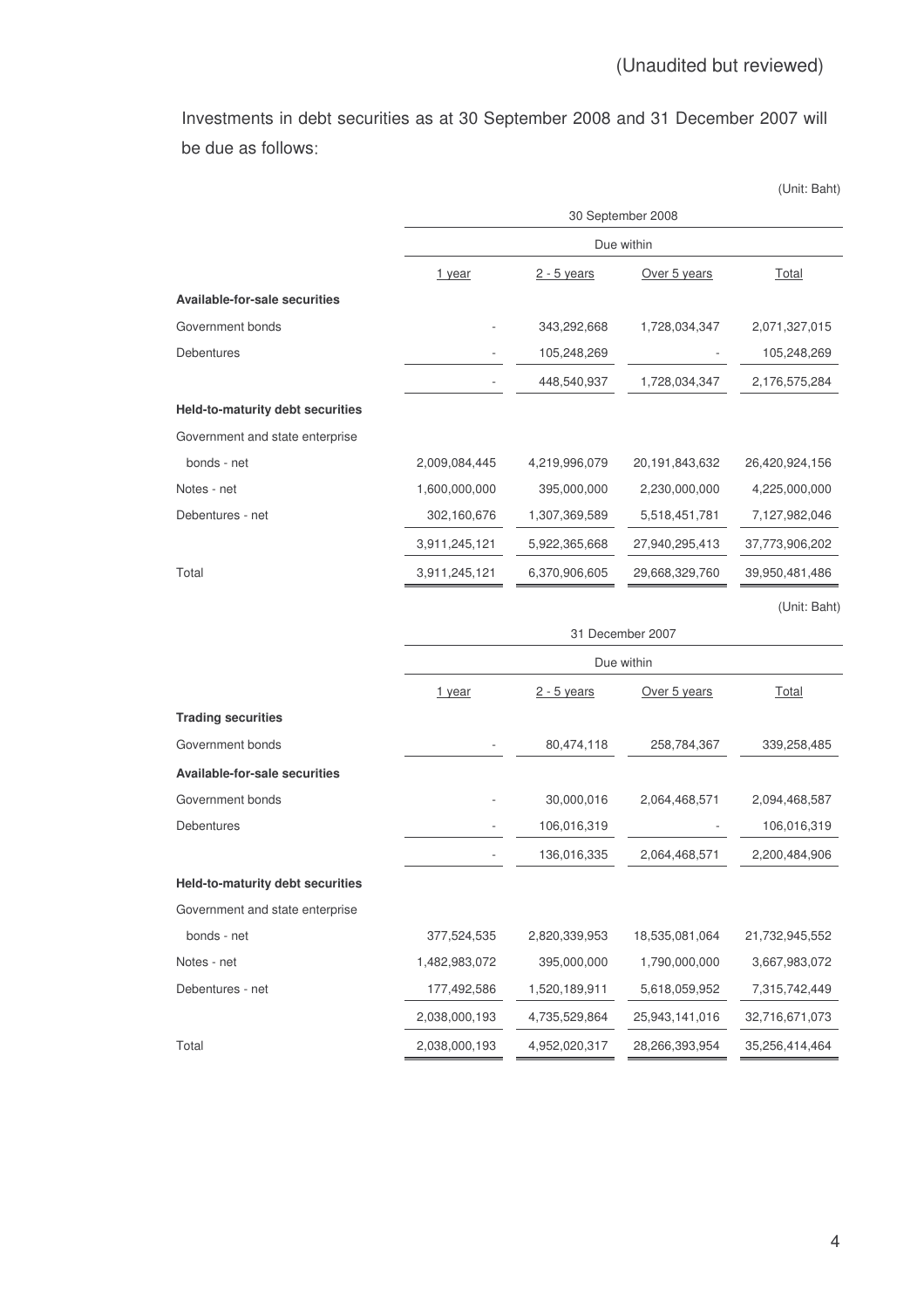(Unaudited but reviewed)

Investments in debt securities as at 30 September 2008 and 31 December 2007 will be due as follows:

(Unit: Baht)

| | 30 September 2008 | | | |
|---|---|---|---|---|
| | Due within | | | |
| | 1 year | 2 - 5 years | Over 5 years | Total |
| **Available-for-sale securities** | | | | |
| Government bonds | - | 343,292,668 | 1,728,034,347 | 2,071,327,015 |
| Debentures | - | 105,248,269 | - | 105,248,269 |
| | - | 448,540,937 | 1,728,034,347 | 2,176,575,284 |
| **Held-to-maturity debt securities** | | | | |
| Government and state enterprise bonds - net | 2,009,084,445 | 4,219,996,079 | 20,191,843,632 | 26,420,924,156 |
| Notes - net | 1,600,000,000 | 395,000,000 | 2,230,000,000 | 4,225,000,000 |
| Debentures - net | 302,160,676 | 1,307,369,589 | 5,518,451,781 | 7,127,982,046 |
| | 3,911,245,121 | 5,922,365,668 | 27,940,295,413 | 37,773,906,202 |
| Total | 3,911,245,121 | 6,370,906,605 | 29,668,329,760 | 39,950,481,486 |

(Unit: Baht)

| | 31 December 2007 | | | |
|---|---|---|---|---|
| | Due within | | | |
| | 1 year | 2 - 5 years | Over 5 years | Total |
| **Trading securities** | | | | |
| Government bonds | - | 80,474,118 | 258,784,367 | 339,258,485 |
| **Available-for-sale securities** | | | | |
| Government bonds | - | 30,000,016 | 2,064,468,571 | 2,094,468,587 |
| Debentures | - | 106,016,319 | - | 106,016,319 |
| | - | 136,016,335 | 2,064,468,571 | 2,200,484,906 |
| **Held-to-maturity debt securities** | | | | |
| Government and state enterprise bonds - net | 377,524,535 | 2,820,339,953 | 18,535,081,064 | 21,732,945,552 |
| Notes - net | 1,482,983,072 | 395,000,000 | 1,790,000,000 | 3,667,983,072 |
| Debentures - net | 177,492,586 | 1,520,189,911 | 5,618,059,952 | 7,315,742,449 |
| | 2,038,000,193 | 4,735,529,864 | 25,943,141,016 | 32,716,671,073 |
| Total | 2,038,000,193 | 4,952,020,317 | 28,266,393,954 | 35,256,414,464 |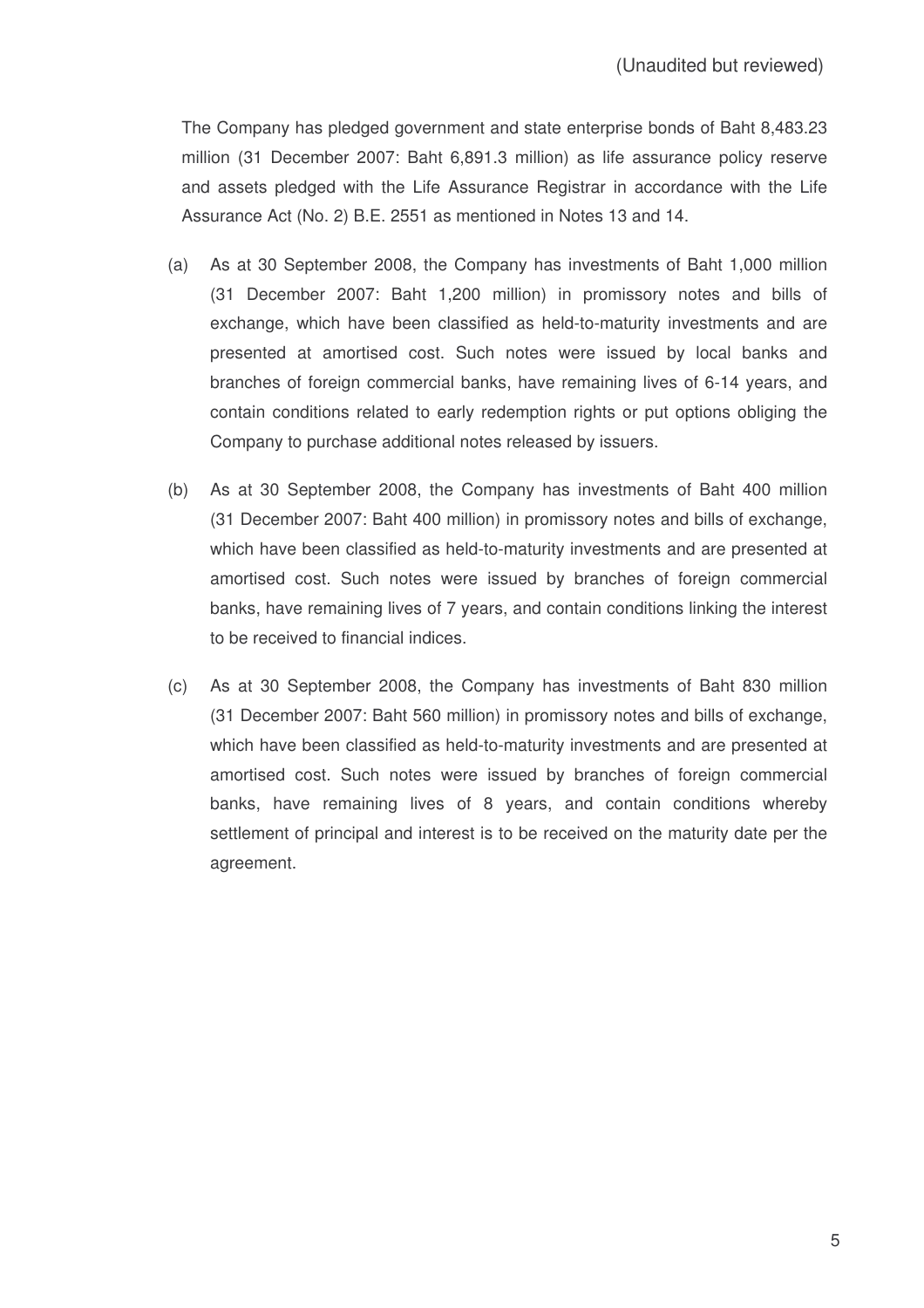(Unaudited but reviewed)

The Company has pledged government and state enterprise bonds of Baht 8,483.23 million (31 December 2007: Baht 6,891.3 million) as life assurance policy reserve and assets pledged with the Life Assurance Registrar in accordance with the Life Assurance Act (No. 2) B.E. 2551 as mentioned in Notes 13 and 14.

(a) As at 30 September 2008, the Company has investments of Baht 1,000 million (31 December 2007: Baht 1,200 million) in promissory notes and bills of exchange, which have been classified as held-to-maturity investments and are presented at amortised cost. Such notes were issued by local banks and branches of foreign commercial banks, have remaining lives of 6-14 years, and contain conditions related to early redemption rights or put options obliging the Company to purchase additional notes released by issuers.

(b) As at 30 September 2008, the Company has investments of Baht 400 million (31 December 2007: Baht 400 million) in promissory notes and bills of exchange, which have been classified as held-to-maturity investments and are presented at amortised cost. Such notes were issued by branches of foreign commercial banks, have remaining lives of 7 years, and contain conditions linking the interest to be received to financial indices.

(c) As at 30 September 2008, the Company has investments of Baht 830 million (31 December 2007: Baht 560 million) in promissory notes and bills of exchange, which have been classified as held-to-maturity investments and are presented at amortised cost. Such notes were issued by branches of foreign commercial banks, have remaining lives of 8 years, and contain conditions whereby settlement of principal and interest is to be received on the maturity date per the agreement.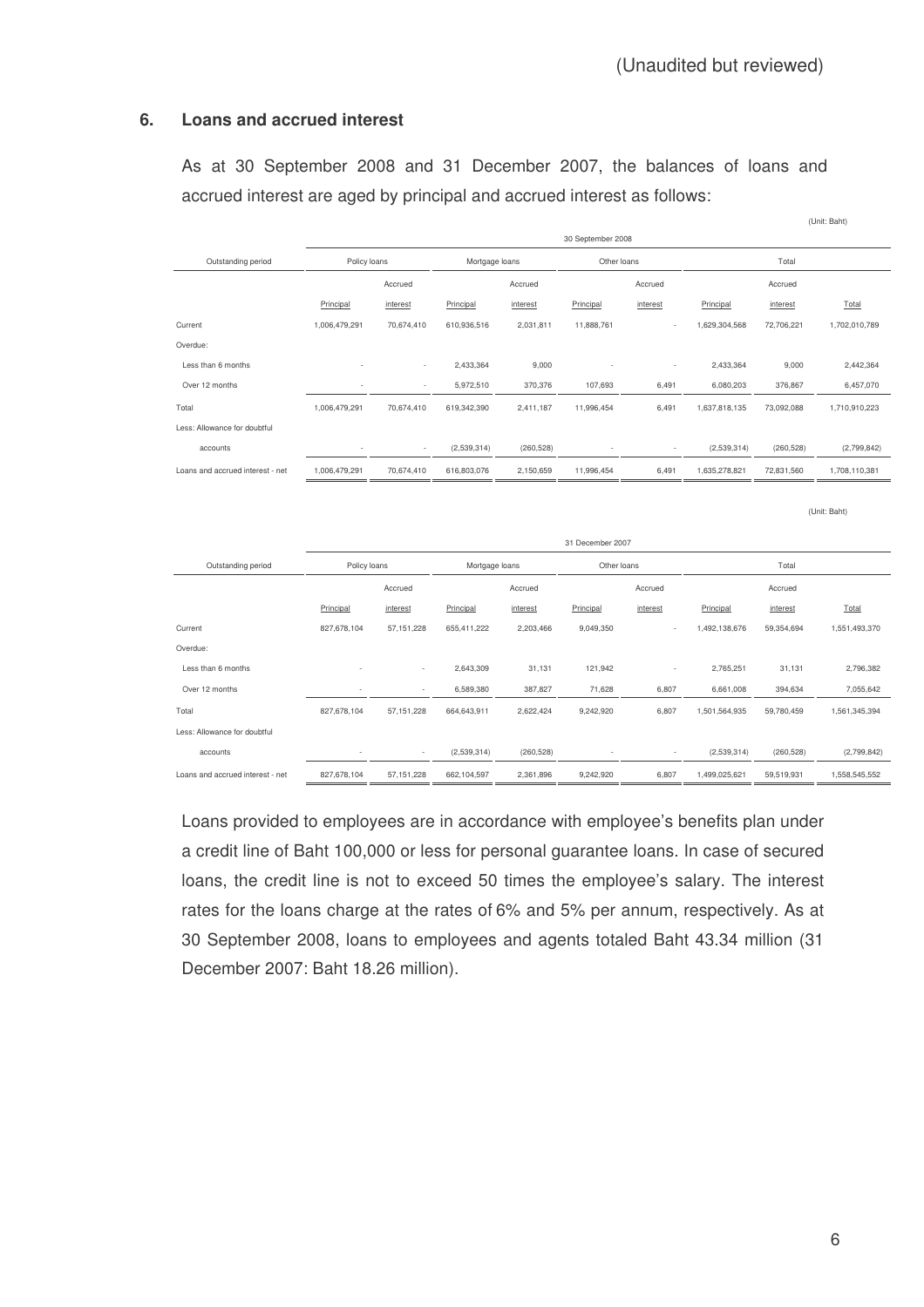(Unaudited but reviewed)

## 6. Loans and accrued interest

As at 30 September 2008 and 31 December 2007, the balances of loans and accrued interest are aged by principal and accrued interest as follows:

(Unit: Baht)

| | 30 September 2008 | | | | | | | | |
|---|---|---|---|---|---|---|---|---|---|
| Outstanding period | Policy loans | | Mortgage loans | | Other loans | | Total | | |
| | Principal | Accrued interest | Principal | Accrued interest | Principal | Accrued interest | Principal | Accrued interest | Total |
| Current | 1,006,479,291 | 70,674,410 | 610,936,516 | 2,031,811 | 11,888,761 | - | 1,629,304,568 | 72,706,221 | 1,702,010,789 |
| Overdue: | | | | | | | | | |
| Less than 6 months | - | - | 2,433,364 | 9,000 | - | - | 2,433,364 | 9,000 | 2,442,364 |
| Over 12 months | - | - | 5,972,510 | 370,376 | 107,693 | 6,491 | 6,080,203 | 376,867 | 6,457,070 |
| Total | 1,006,479,291 | 70,674,410 | 619,342,390 | 2,411,187 | 11,996,454 | 6,491 | 1,637,818,135 | 73,092,088 | 1,710,910,223 |
| Less: Allowance for doubtful accounts | - | - | (2,539,314) | (260,528) | - | - | (2,539,314) | (260,528) | (2,799,842) |
| Loans and accrued interest - net | 1,006,479,291 | 70,674,410 | 616,803,076 | 2,150,659 | 11,996,454 | 6,491 | 1,635,278,821 | 72,831,560 | 1,708,110,381 |

(Unit: Baht)

| | 31 December 2007 | | | | | | | | |
|---|---|---|---|---|---|---|---|---|---|
| Outstanding period | Policy loans | | Mortgage loans | | Other loans | | Total | | |
| | Principal | Accrued interest | Principal | Accrued interest | Principal | Accrued interest | Principal | Accrued interest | Total |
| Current | 827,678,104 | 57,151,228 | 655,411,222 | 2,203,466 | 9,049,350 | - | 1,492,138,676 | 59,354,694 | 1,551,493,370 |
| Overdue: | | | | | | | | | |
| Less than 6 months | - | - | 2,643,309 | 31,131 | 121,942 | - | 2,765,251 | 31,131 | 2,796,382 |
| Over 12 months | - | - | 6,589,380 | 387,827 | 71,628 | 6,807 | 6,661,008 | 394,634 | 7,055,642 |
| Total | 827,678,104 | 57,151,228 | 664,643,911 | 2,622,424 | 9,242,920 | 6,807 | 1,501,564,935 | 59,780,459 | 1,561,345,394 |
| Less: Allowance for doubtful accounts | - | - | (2,539,314) | (260,528) | - | - | (2,539,314) | (260,528) | (2,799,842) |
| Loans and accrued interest - net | 827,678,104 | 57,151,228 | 662,104,597 | 2,361,896 | 9,242,920 | 6,807 | 1,499,025,621 | 59,519,931 | 1,558,545,552 |

Loans provided to employees are in accordance with employee's benefits plan under a credit line of Baht 100,000 or less for personal guarantee loans. In case of secured loans, the credit line is not to exceed 50 times the employee's salary. The interest rates for the loans charge at the rates of 6% and 5% per annum, respectively. As at 30 September 2008, loans to employees and agents totaled Baht 43.34 million (31 December 2007: Baht 18.26 million).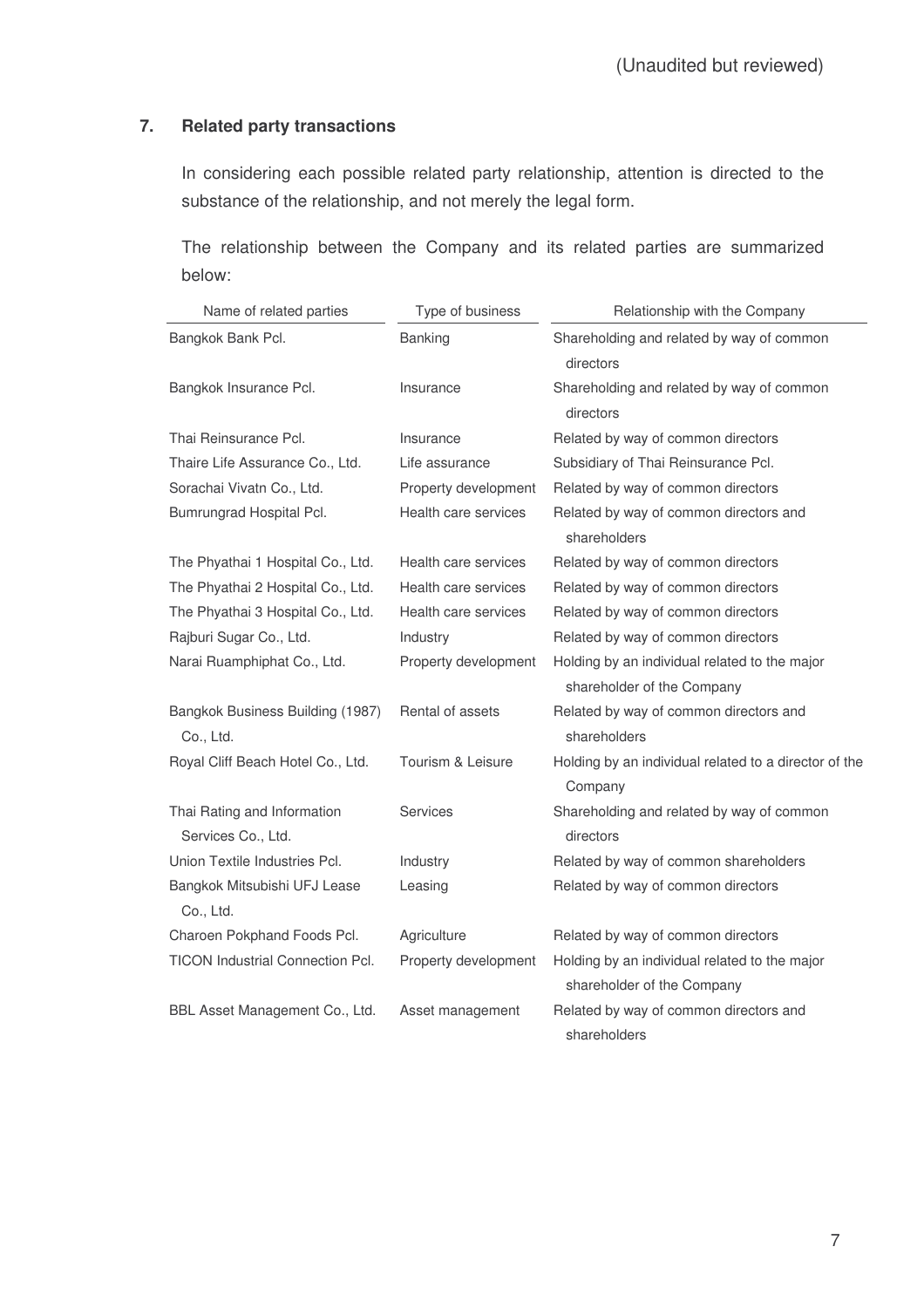(Unaudited but reviewed)

## 7. Related party transactions

In considering each possible related party relationship, attention is directed to the substance of the relationship, and not merely the legal form.

The relationship between the Company and its related parties are summarized below:

| Name of related parties | Type of business | Relationship with the Company |
|---|---|---|
| Bangkok Bank Pcl. | Banking | Shareholding and related by way of common directors |
| Bangkok Insurance Pcl. | Insurance | Shareholding and related by way of common directors |
| Thai Reinsurance Pcl. | Insurance | Related by way of common directors |
| Thaire Life Assurance Co., Ltd. | Life assurance | Subsidiary of Thai Reinsurance Pcl. |
| Sorachai Vivatn Co., Ltd. | Property development | Related by way of common directors |
| Bumrungrad Hospital Pcl. | Health care services | Related by way of common directors and shareholders |
| The Phyathai 1 Hospital Co., Ltd. | Health care services | Related by way of common directors |
| The Phyathai 2 Hospital Co., Ltd. | Health care services | Related by way of common directors |
| The Phyathai 3 Hospital Co., Ltd. | Health care services | Related by way of common directors |
| Rajburi Sugar Co., Ltd. | Industry | Related by way of common directors |
| Narai Ruamphiphat Co., Ltd. | Property development | Holding by an individual related to the major shareholder of the Company |
| Bangkok Business Building (1987) Co., Ltd. | Rental of assets | Related by way of common directors and shareholders |
| Royal Cliff Beach Hotel Co., Ltd. | Tourism & Leisure | Holding by an individual related to a director of the Company |
| Thai Rating and Information Services Co., Ltd. | Services | Shareholding and related by way of common directors |
| Union Textile Industries Pcl. | Industry | Related by way of common shareholders |
| Bangkok Mitsubishi UFJ Lease Co., Ltd. | Leasing | Related by way of common directors |
| Charoen Pokphand Foods Pcl. | Agriculture | Related by way of common directors |
| TICON Industrial Connection Pcl. | Property development | Holding by an individual related to the major shareholder of the Company |
| BBL Asset Management Co., Ltd. | Asset management | Related by way of common directors and shareholders |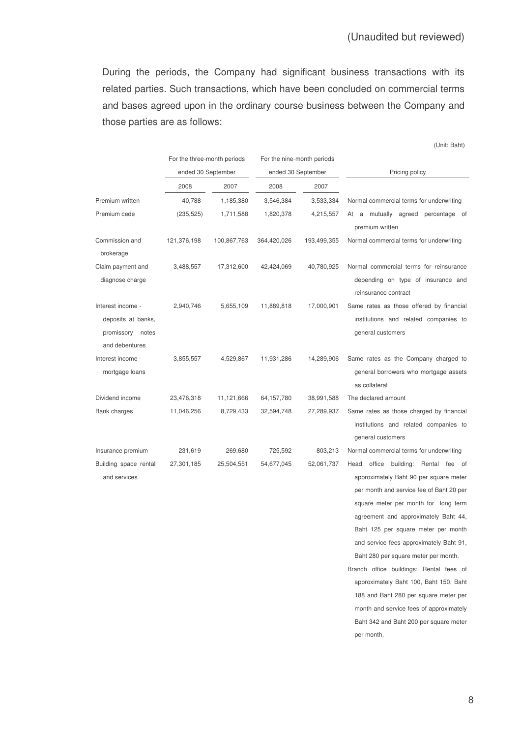(Unaudited but reviewed)

During the periods, the Company had significant business transactions with its related parties. Such transactions, which have been concluded on commercial terms and bases agreed upon in the ordinary course business between the Company and those parties are as follows:

(Unit: Baht)

| | For the three-month periods ended 30 September | | For the nine-month periods ended 30 September | | Pricing policy |
|---|---|---|---|---|---|
| | 2008 | 2007 | 2008 | 2007 | |
| Premium written | 40,788 | 1,185,380 | 3,546,384 | 3,533,334 | Normal commercial terms for underwriting |
| Premium cede | (235,525) | 1,711,588 | 1,820,378 | 4,215,557 | At a mutually agreed percentage of premium written |
| Commission and brokerage | 121,376,198 | 100,867,763 | 364,420,026 | 193,499,355 | Normal commercial terms for underwriting |
| Claim payment and diagnose charge | 3,488,557 | 17,312,600 | 42,424,069 | 40,780,925 | Normal commercial terms for reinsurance depending on type of insurance and reinsurance contract |
| Interest income - deposits at banks, promissory notes and debentures | 2,940,746 | 5,655,109 | 11,889,818 | 17,000,901 | Same rates as those offered by financial institutions and related companies to general customers |
| Interest income - mortgage loans | 3,855,557 | 4,529,867 | 11,931,286 | 14,289,906 | Same rates as the Company charged to general borrowers who mortgage assets as collateral |
| Dividend income | 23,476,318 | 11,121,666 | 64,157,780 | 38,991,588 | The declared amount |
| Bank charges | 11,046,256 | 8,729,433 | 32,594,748 | 27,289,937 | Same rates as those charged by financial institutions and related companies to general customers |
| Insurance premium | 231,619 | 269,680 | 725,592 | 803,213 | Normal commercial terms for underwriting |
| Building space rental and services | 27,301,185 | 25,504,551 | 54,677,045 | 52,061,737 | Head office building: Rental fee of approximately Baht 90 per square meter per month and service fee of Baht 20 per square meter per month for long term agreement and approximately Baht 44, Baht 125 per square meter per month and service fees approximately Baht 91, Baht 280 per square meter per month. Branch office buildings: Rental fees of approximately Baht 100, Baht 150, Baht 188 and Baht 280 per square meter per month and service fees of approximately Baht 342 and Baht 200 per square meter per month. |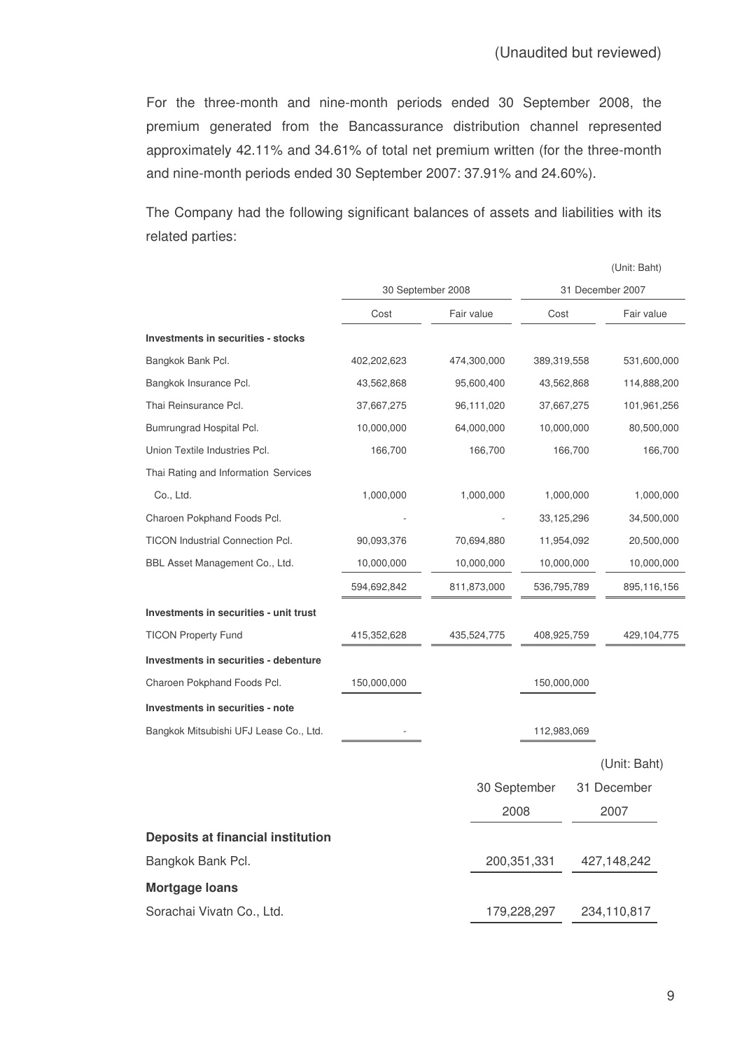(Unaudited but reviewed)

For the three-month and nine-month periods ended 30 September 2008, the premium generated from the Bancassurance distribution channel represented approximately 42.11% and 34.61% of total net premium written (for the three-month and nine-month periods ended 30 September 2007: 37.91% and 24.60%).

The Company had the following significant balances of assets and liabilities with its related parties:

(Unit: Baht)

| | 30 September 2008 | | 31 December 2007 | |
|---|---|---|---|---|
| | Cost | Fair value | Cost | Fair value |
| **Investments in securities - stocks** | | | | |
| Bangkok Bank Pcl. | 402,202,623 | 474,300,000 | 389,319,558 | 531,600,000 |
| Bangkok Insurance Pcl. | 43,562,868 | 95,600,400 | 43,562,868 | 114,888,200 |
| Thai Reinsurance Pcl. | 37,667,275 | 96,111,020 | 37,667,275 | 101,961,256 |
| Bumrungrad Hospital Pcl. | 10,000,000 | 64,000,000 | 10,000,000 | 80,500,000 |
| Union Textile Industries Pcl. | 166,700 | 166,700 | 166,700 | 166,700 |
| Thai Rating and Information Services Co., Ltd. | 1,000,000 | 1,000,000 | 1,000,000 | 1,000,000 |
| Charoen Pokphand Foods Pcl. | - | - | 33,125,296 | 34,500,000 |
| TICON Industrial Connection Pcl. | 90,093,376 | 70,694,880 | 11,954,092 | 20,500,000 |
| BBL Asset Management Co., Ltd. | 10,000,000 | 10,000,000 | 10,000,000 | 10,000,000 |
| | 594,692,842 | 811,873,000 | 536,795,789 | 895,116,156 |
| **Investments in securities - unit trust** | | | | |
| TICON Property Fund | 415,352,628 | 435,524,775 | 408,925,759 | 429,104,775 |
| **Investments in securities - debenture** | | | | |
| Charoen Pokphand Foods Pcl. | 150,000,000 | | 150,000,000 | |
| **Investments in securities - note** | | | | |
| Bangkok Mitsubishi UFJ Lease Co., Ltd. | - | | 112,983,069 | |

(Unit: Baht)

| | 30 September 2008 | 31 December 2007 |
|---|---|---|
| **Deposits at financial institution** | | |
| Bangkok Bank Pcl. | 200,351,331 | 427,148,242 |
| **Mortgage loans** | | |
| Sorachai Vivatn Co., Ltd. | 179,228,297 | 234,110,817 |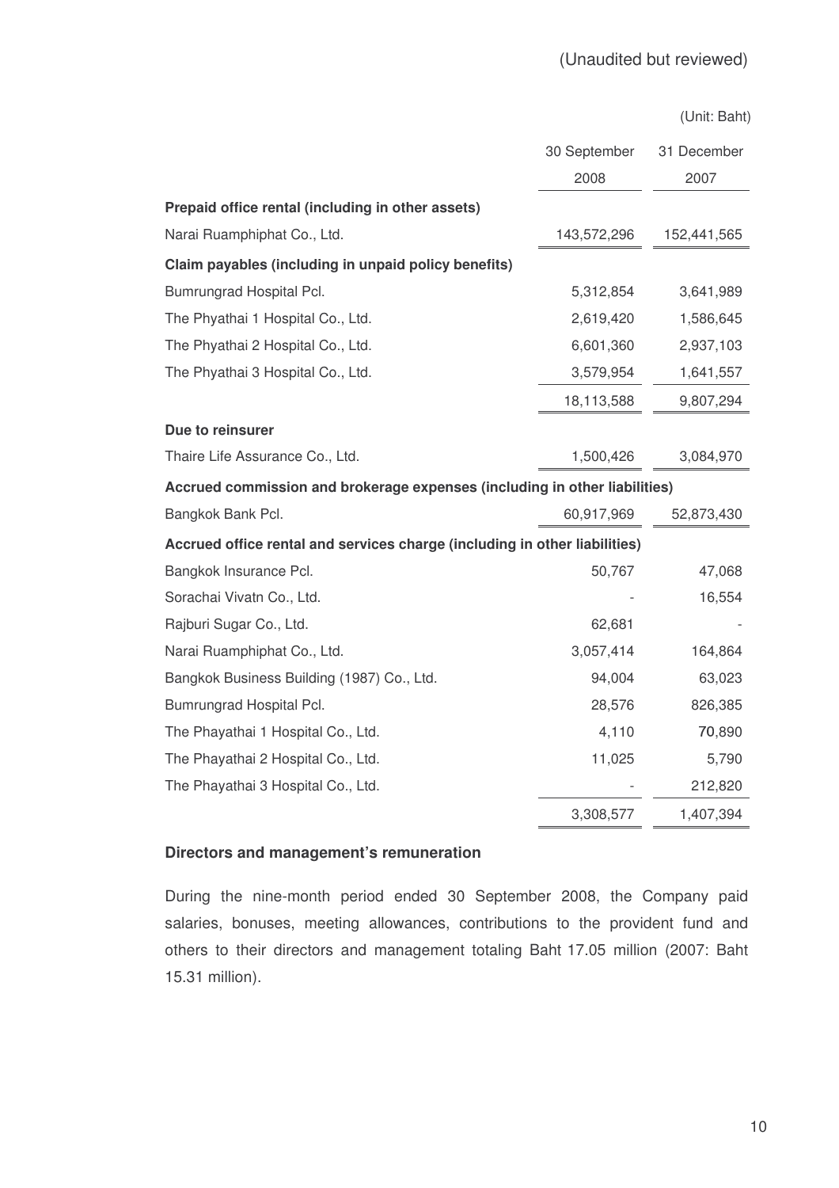(Unaudited but reviewed)

(Unit: Baht)

| | 30 September 2008 | 31 December 2007 |
|---|---|---|
| **Prepaid office rental (including in other assets)** | | |
| Narai Ruamphiphat Co., Ltd. | 143,572,296 | 152,441,565 |
| **Claim payables (including in unpaid policy benefits)** | | |
| Bumrungrad Hospital Pcl. | 5,312,854 | 3,641,989 |
| The Phyathai 1 Hospital Co., Ltd. | 2,619,420 | 1,586,645 |
| The Phyathai 2 Hospital Co., Ltd. | 6,601,360 | 2,937,103 |
| The Phyathai 3 Hospital Co., Ltd. | 3,579,954 | 1,641,557 |
| | 18,113,588 | 9,807,294 |
| **Due to reinsurer** | | |
| Thaire Life Assurance Co., Ltd. | 1,500,426 | 3,084,970 |
| **Accrued commission and brokerage expenses (including in other liabilities)** | | |
| Bangkok Bank Pcl. | 60,917,969 | 52,873,430 |
| **Accrued office rental and services charge (including in other liabilities)** | | |
| Bangkok Insurance Pcl. | 50,767 | 47,068 |
| Sorachai Vivatn Co., Ltd. | - | 16,554 |
| Rajburi Sugar Co., Ltd. | 62,681 | - |
| Narai Ruamphiphat Co., Ltd. | 3,057,414 | 164,864 |
| Bangkok Business Building (1987) Co., Ltd. | 94,004 | 63,023 |
| Bumrungrad Hospital Pcl. | 28,576 | 826,385 |
| The Phayathai 1 Hospital Co., Ltd. | 4,110 | 70,890 |
| The Phayathai 2 Hospital Co., Ltd. | 11,025 | 5,790 |
| The Phayathai 3 Hospital Co., Ltd. | - | 212,820 |
| | 3,308,577 | 1,407,394 |

**Directors and management's remuneration**

During the nine-month period ended 30 September 2008, the Company paid salaries, bonuses, meeting allowances, contributions to the provident fund and others to their directors and management totaling Baht 17.05 million (2007: Baht 15.31 million).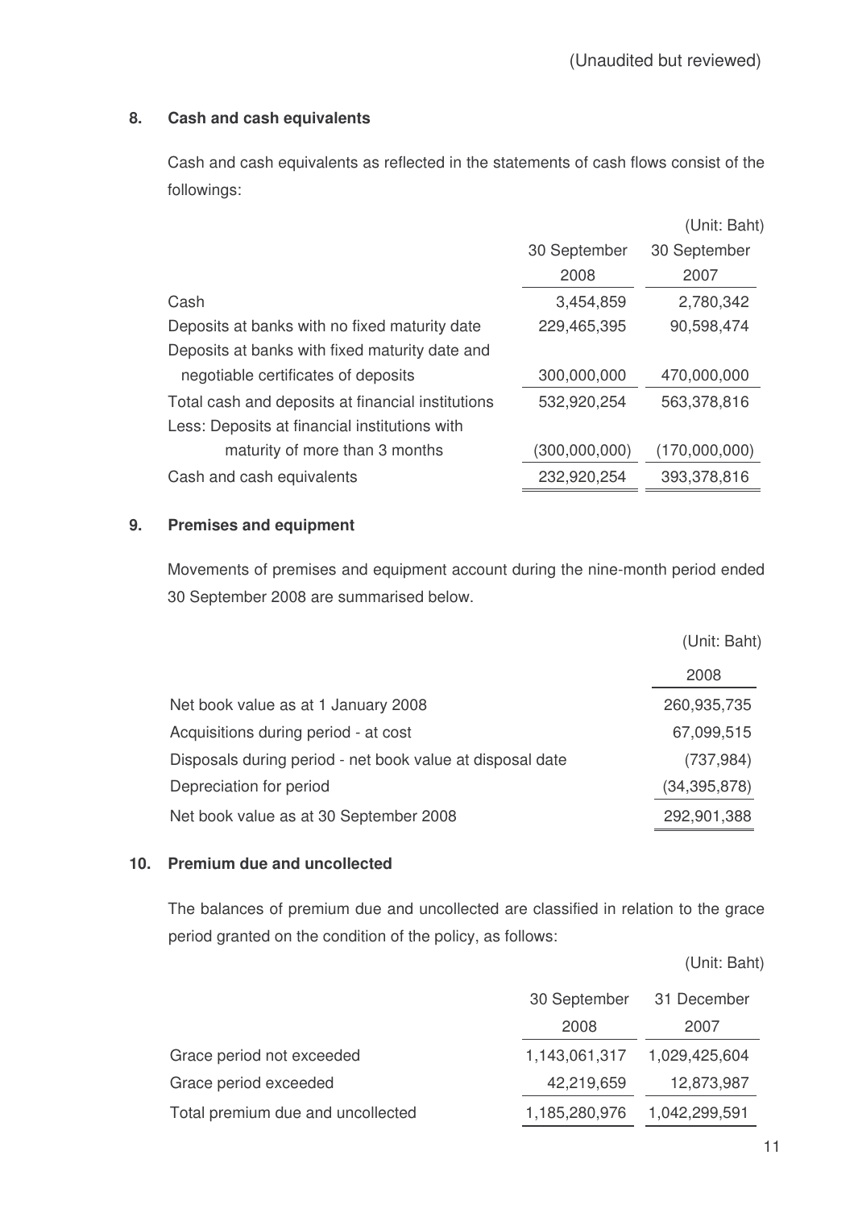(Unaudited but reviewed)

## 8. Cash and cash equivalents

Cash and cash equivalents as reflected in the statements of cash flows consist of the followings:

(Unit: Baht)

| | 30 September 2008 | 30 September 2007 |
|---|---|---|
| Cash | 3,454,859 | 2,780,342 |
| Deposits at banks with no fixed maturity date | 229,465,395 | 90,598,474 |
| Deposits at banks with fixed maturity date and negotiable certificates of deposits | 300,000,000 | 470,000,000 |
| Total cash and deposits at financial institutions | 532,920,254 | 563,378,816 |
| Less: Deposits at financial institutions with maturity of more than 3 months | (300,000,000) | (170,000,000) |
| Cash and cash equivalents | 232,920,254 | 393,378,816 |

## 9. Premises and equipment

Movements of premises and equipment account during the nine-month period ended 30 September 2008 are summarised below.

(Unit: Baht)

| | 2008 |
|---|---|
| Net book value as at 1 January 2008 | 260,935,735 |
| Acquisitions during period - at cost | 67,099,515 |
| Disposals during period - net book value at disposal date | (737,984) |
| Depreciation for period | (34,395,878) |
| Net book value as at 30 September 2008 | 292,901,388 |

## 10. Premium due and uncollected

The balances of premium due and uncollected are classified in relation to the grace period granted on the condition of the policy, as follows:

(Unit: Baht)

| | 30 September 2008 | 31 December 2007 |
|---|---|---|
| Grace period not exceeded | 1,143,061,317 | 1,029,425,604 |
| Grace period exceeded | 42,219,659 | 12,873,987 |
| Total premium due and uncollected | 1,185,280,976 | 1,042,299,591 |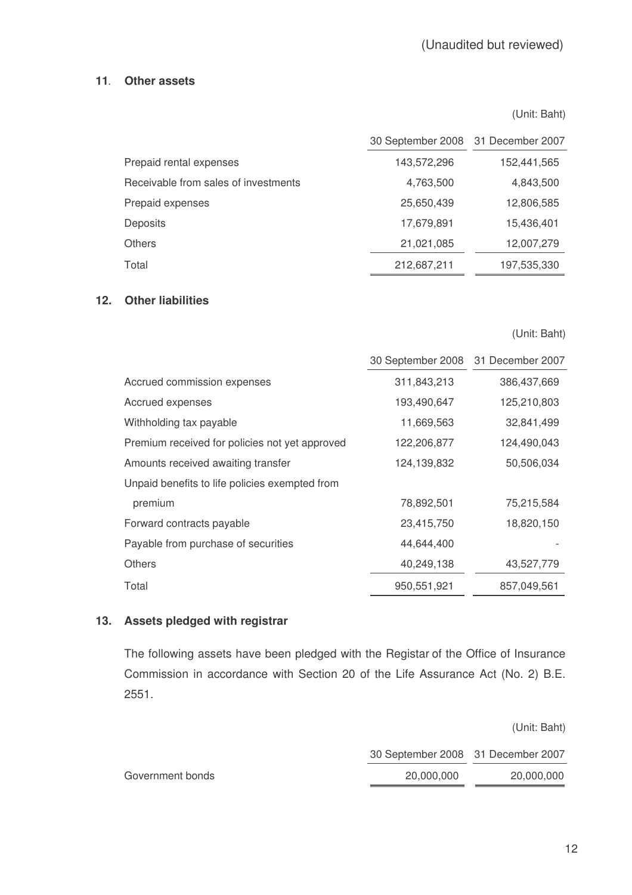(Unaudited but reviewed)

## 11. Other assets

(Unit: Baht)

| | 30 September 2008 | 31 December 2007 |
|---|---|---|
| Prepaid rental expenses | 143,572,296 | 152,441,565 |
| Receivable from sales of investments | 4,763,500 | 4,843,500 |
| Prepaid expenses | 25,650,439 | 12,806,585 |
| Deposits | 17,679,891 | 15,436,401 |
| Others | 21,021,085 | 12,007,279 |
| Total | 212,687,211 | 197,535,330 |

## 12. Other liabilities

(Unit: Baht)

| | 30 September 2008 | 31 December 2007 |
|---|---|---|
| Accrued commission expenses | 311,843,213 | 386,437,669 |
| Accrued expenses | 193,490,647 | 125,210,803 |
| Withholding tax payable | 11,669,563 | 32,841,499 |
| Premium received for policies not yet approved | 122,206,877 | 124,490,043 |
| Amounts received awaiting transfer | 124,139,832 | 50,506,034 |
| Unpaid benefits to life policies exempted from premium | 78,892,501 | 75,215,584 |
| Forward contracts payable | 23,415,750 | 18,820,150 |
| Payable from purchase of securities | 44,644,400 | - |
| Others | 40,249,138 | 43,527,779 |
| Total | 950,551,921 | 857,049,561 |

## 13. Assets pledged with registrar

The following assets have been pledged with the Registar of the Office of Insurance Commission in accordance with Section 20 of the Life Assurance Act (No. 2) B.E. 2551.

(Unit: Baht)

| | 30 September 2008 | 31 December 2007 |
|---|---|---|
| Government bonds | 20,000,000 | 20,000,000 |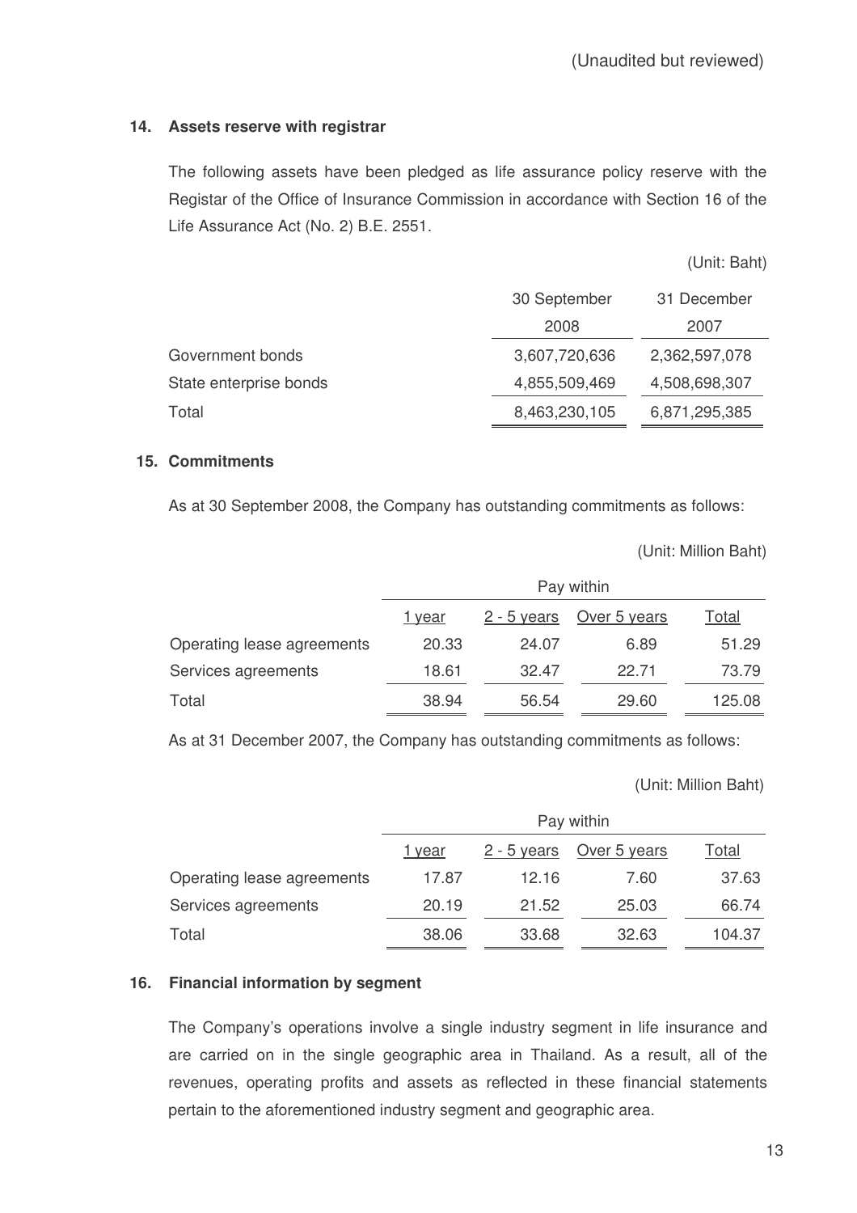(Unaudited but reviewed)

## 14. Assets reserve with registrar

The following assets have been pledged as life assurance policy reserve with the Registar of the Office of Insurance Commission in accordance with Section 16 of the Life Assurance Act (No. 2) B.E. 2551.

(Unit: Baht)

| | 30 September 2008 | 31 December 2007 |
|---|---|---|
| Government bonds | 3,607,720,636 | 2,362,597,078 |
| State enterprise bonds | 4,855,509,469 | 4,508,698,307 |
| Total | 8,463,230,105 | 6,871,295,385 |

## 15. Commitments

As at 30 September 2008, the Company has outstanding commitments as follows:

(Unit: Million Baht)

| | Pay within | | | |
|---|---|---|---|---|
| | 1 year | 2 - 5 years | Over 5 years | Total |
| Operating lease agreements | 20.33 | 24.07 | 6.89 | 51.29 |
| Services agreements | 18.61 | 32.47 | 22.71 | 73.79 |
| Total | 38.94 | 56.54 | 29.60 | 125.08 |

As at 31 December 2007, the Company has outstanding commitments as follows:

(Unit: Million Baht)

| | Pay within | | | |
|---|---|---|---|---|
| | 1 year | 2 - 5 years | Over 5 years | Total |
| Operating lease agreements | 17.87 | 12.16 | 7.60 | 37.63 |
| Services agreements | 20.19 | 21.52 | 25.03 | 66.74 |
| Total | 38.06 | 33.68 | 32.63 | 104.37 |

## 16. Financial information by segment

The Company's operations involve a single industry segment in life insurance and are carried on in the single geographic area in Thailand. As a result, all of the revenues, operating profits and assets as reflected in these financial statements pertain to the aforementioned industry segment and geographic area.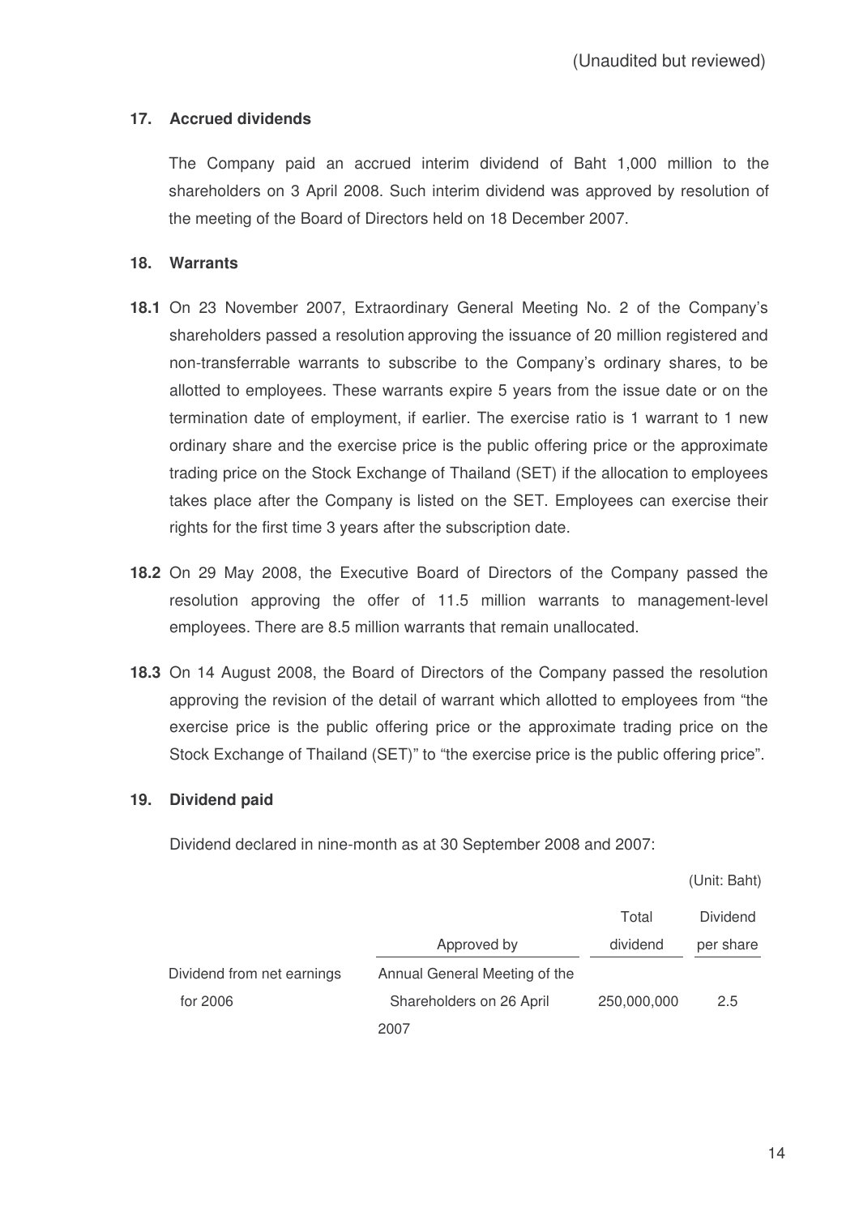(Unaudited but reviewed)

## 17. Accrued dividends

The Company paid an accrued interim dividend of Baht 1,000 million to the shareholders on 3 April 2008. Such interim dividend was approved by resolution of the meeting of the Board of Directors held on 18 December 2007.

## 18. Warrants

**18.1** On 23 November 2007, Extraordinary General Meeting No. 2 of the Company's shareholders passed a resolution approving the issuance of 20 million registered and non-transferrable warrants to subscribe to the Company's ordinary shares, to be allotted to employees. These warrants expire 5 years from the issue date or on the termination date of employment, if earlier. The exercise ratio is 1 warrant to 1 new ordinary share and the exercise price is the public offering price or the approximate trading price on the Stock Exchange of Thailand (SET) if the allocation to employees takes place after the Company is listed on the SET. Employees can exercise their rights for the first time 3 years after the subscription date.

**18.2** On 29 May 2008, the Executive Board of Directors of the Company passed the resolution approving the offer of 11.5 million warrants to management-level employees. There are 8.5 million warrants that remain unallocated.

**18.3** On 14 August 2008, the Board of Directors of the Company passed the resolution approving the revision of the detail of warrant which allotted to employees from "the exercise price is the public offering price or the approximate trading price on the Stock Exchange of Thailand (SET)" to "the exercise price is the public offering price".

## 19. Dividend paid

Dividend declared in nine-month as at 30 September 2008 and 2007:

(Unit: Baht)

| | Approved by | Total dividend | Dividend per share |
|---|---|---|---|
| Dividend from net earnings for 2006 | Annual General Meeting of the Shareholders on 26 April 2007 | 250,000,000 | 2.5 |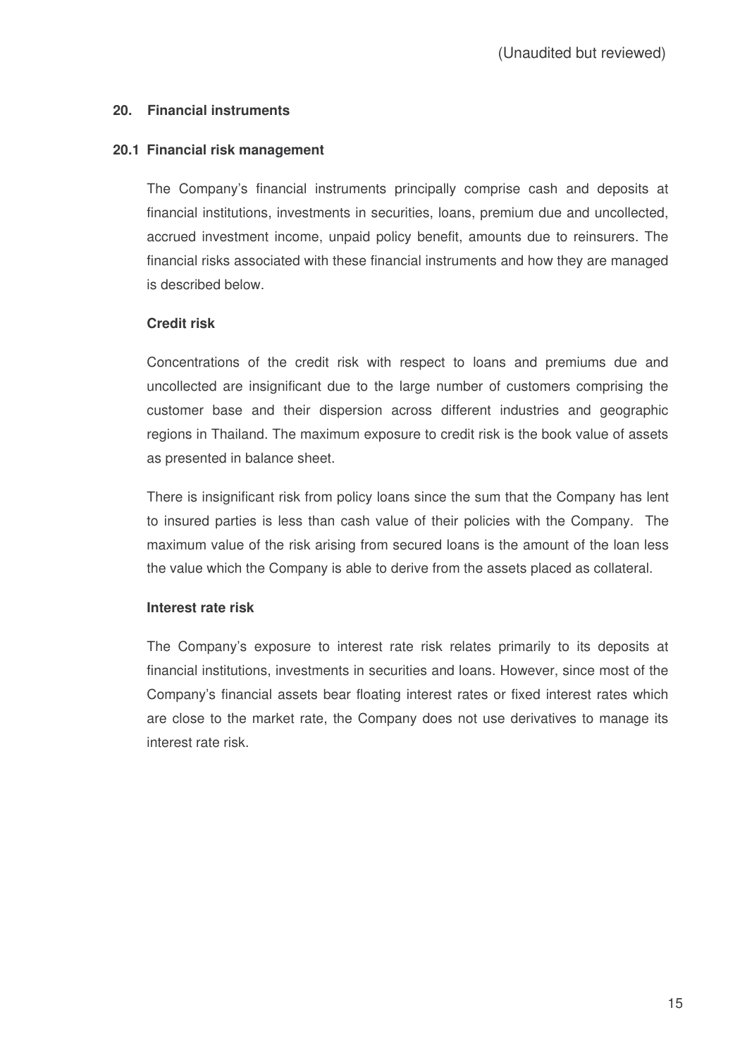## 20. Financial instruments

### 20.1 Financial risk management

The Company's financial instruments principally comprise cash and deposits at financial institutions, investments in securities, loans, premium due and uncollected, accrued investment income, unpaid policy benefit, amounts due to reinsurers. The financial risks associated with these financial instruments and how they are managed is described below.

**Credit risk**

Concentrations of the credit risk with respect to loans and premiums due and uncollected are insignificant due to the large number of customers comprising the customer base and their dispersion across different industries and geographic regions in Thailand. The maximum exposure to credit risk is the book value of assets as presented in balance sheet.

There is insignificant risk from policy loans since the sum that the Company has lent to insured parties is less than cash value of their policies with the Company. The maximum value of the risk arising from secured loans is the amount of the loan less the value which the Company is able to derive from the assets placed as collateral.

**Interest rate risk**

The Company's exposure to interest rate risk relates primarily to its deposits at financial institutions, investments in securities and loans. However, since most of the Company's financial assets bear floating interest rates or fixed interest rates which are close to the market rate, the Company does not use derivatives to manage its interest rate risk.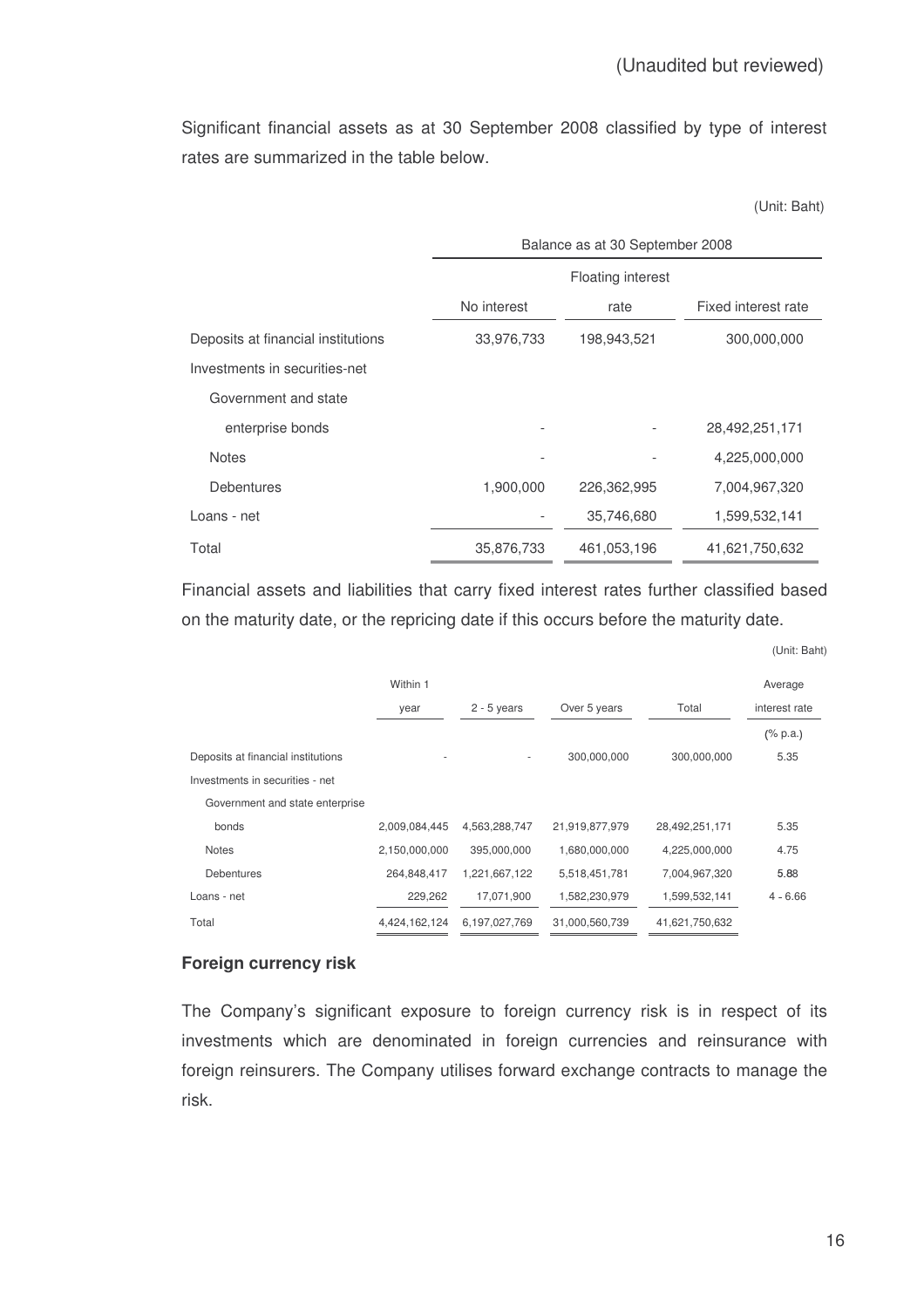(Unaudited but reviewed)

Significant financial assets as at 30 September 2008 classified by type of interest rates are summarized in the table below.

(Unit: Baht)

| | Balance as at 30 September 2008 | | |
|---|---|---|---|
| | No interest | Floating interest rate | Fixed interest rate |
| Deposits at financial institutions | 33,976,733 | 198,943,521 | 300,000,000 |
| Investments in securities-net | | | |
| Government and state enterprise bonds | - | - | 28,492,251,171 |
| Notes | - | - | 4,225,000,000 |
| Debentures | 1,900,000 | 226,362,995 | 7,004,967,320 |
| Loans - net | - | 35,746,680 | 1,599,532,141 |
| Total | 35,876,733 | 461,053,196 | 41,621,750,632 |

Financial assets and liabilities that carry fixed interest rates further classified based on the maturity date, or the repricing date if this occurs before the maturity date.

(Unit: Baht)

| | Within 1 year | 2 - 5 years | Over 5 years | Total | Average interest rate |
|---|---|---|---|---|---|
| | | | | | (% p.a.) |
| Deposits at financial institutions | - | - | 300,000,000 | 300,000,000 | 5.35 |
| Investments in securities - net | | | | | |
| Government and state enterprise bonds | 2,009,084,445 | 4,563,288,747 | 21,919,877,979 | 28,492,251,171 | 5.35 |
| Notes | 2,150,000,000 | 395,000,000 | 1,680,000,000 | 4,225,000,000 | 4.75 |
| Debentures | 264,848,417 | 1,221,667,122 | 5,518,451,781 | 7,004,967,320 | 5.88 |
| Loans - net | 229,262 | 17,071,900 | 1,582,230,979 | 1,599,532,141 | 4 - 6.66 |
| Total | 4,424,162,124 | 6,197,027,769 | 31,000,560,739 | 41,621,750,632 | |

**Foreign currency risk**

The Company's significant exposure to foreign currency risk is in respect of its investments which are denominated in foreign currencies and reinsurance with foreign reinsurers. The Company utilises forward exchange contracts to manage the risk.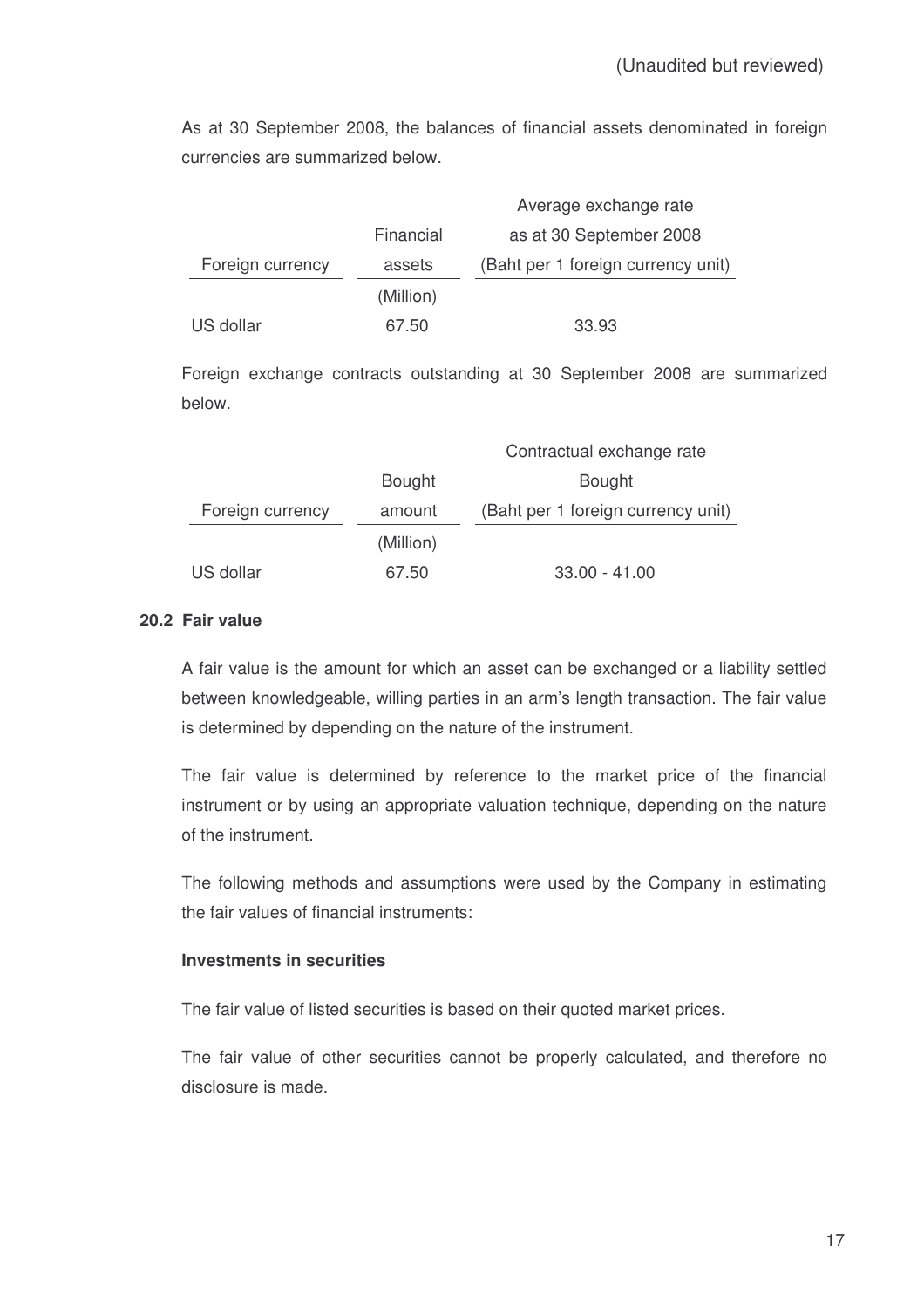(Unaudited but reviewed)

As at 30 September 2008, the balances of financial assets denominated in foreign currencies are summarized below.

| Foreign currency | Financial assets | Average exchange rate as at 30 September 2008 (Baht per 1 foreign currency unit) |
|---|---|---|
| | (Million) | |
| US dollar | 67.50 | 33.93 |

Foreign exchange contracts outstanding at 30 September 2008 are summarized below.

| Foreign currency | Bought amount | Contractual exchange rate Bought (Baht per 1 foreign currency unit) |
|---|---|---|
| | (Million) | |
| US dollar | 67.50 | 33.00 - 41.00 |

### 20.2 Fair value

A fair value is the amount for which an asset can be exchanged or a liability settled between knowledgeable, willing parties in an arm's length transaction. The fair value is determined by depending on the nature of the instrument.

The fair value is determined by reference to the market price of the financial instrument or by using an appropriate valuation technique, depending on the nature of the instrument.

The following methods and assumptions were used by the Company in estimating the fair values of financial instruments:

**Investments in securities**

The fair value of listed securities is based on their quoted market prices.

The fair value of other securities cannot be properly calculated, and therefore no disclosure is made.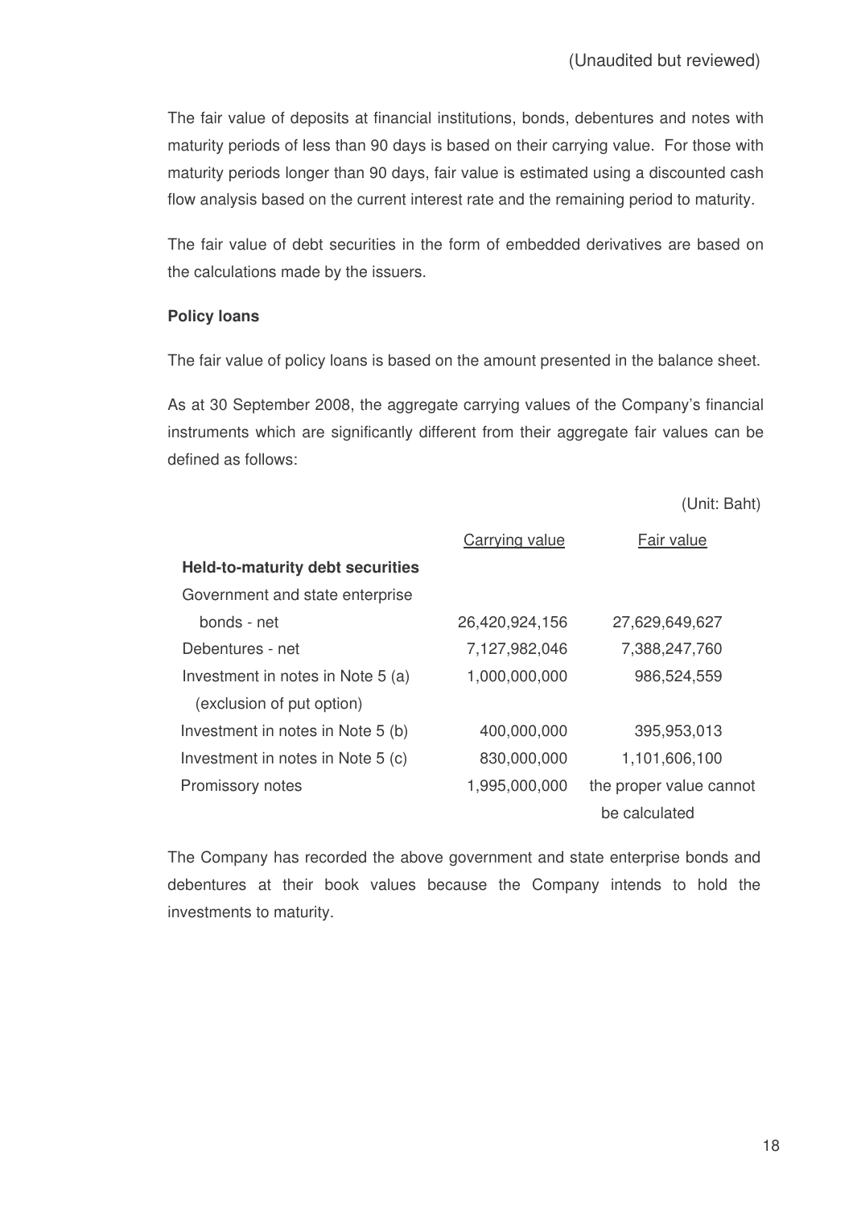(Unaudited but reviewed)

The fair value of deposits at financial institutions, bonds, debentures and notes with maturity periods of less than 90 days is based on their carrying value. For those with maturity periods longer than 90 days, fair value is estimated using a discounted cash flow analysis based on the current interest rate and the remaining period to maturity.

The fair value of debt securities in the form of embedded derivatives are based on the calculations made by the issuers.

**Policy loans**

The fair value of policy loans is based on the amount presented in the balance sheet.

As at 30 September 2008, the aggregate carrying values of the Company's financial instruments which are significantly different from their aggregate fair values can be defined as follows:

(Unit: Baht)

| | Carrying value | Fair value |
|---|---|---|
| **Held-to-maturity debt securities** | | |
| Government and state enterprise bonds - net | 26,420,924,156 | 27,629,649,627 |
| Debentures - net | 7,127,982,046 | 7,388,247,760 |
| Investment in notes in Note 5 (a) (exclusion of put option) | 1,000,000,000 | 986,524,559 |
| Investment in notes in Note 5 (b) | 400,000,000 | 395,953,013 |
| Investment in notes in Note 5 (c) | 830,000,000 | 1,101,606,100 |
| Promissory notes | 1,995,000,000 | the proper value cannot be calculated |

The Company has recorded the above government and state enterprise bonds and debentures at their book values because the Company intends to hold the investments to maturity.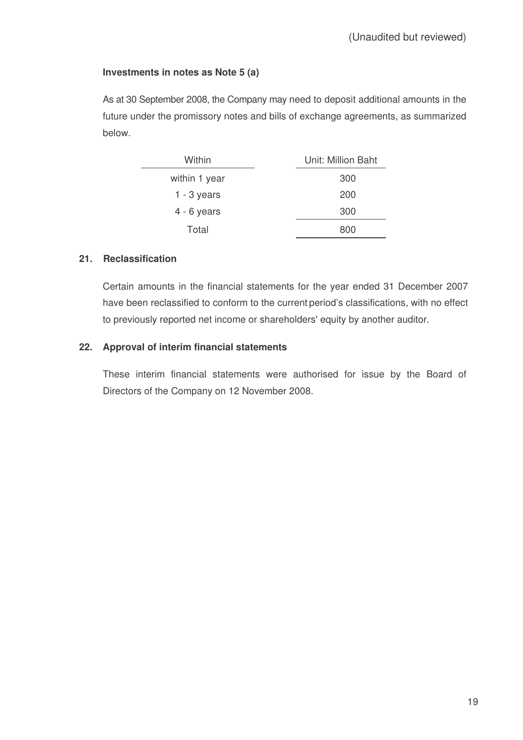(Unaudited but reviewed)

**Investments in notes as Note 5 (a)**

As at 30 September 2008, the Company may need to deposit additional amounts in the future under the promissory notes and bills of exchange agreements, as summarized below.

| Within | Unit: Million Baht |
|---|---|
| within 1 year | 300 |
| 1 - 3 years | 200 |
| 4 - 6 years | 300 |
| Total | 800 |

## 21. Reclassification

Certain amounts in the financial statements for the year ended 31 December 2007 have been reclassified to conform to the current period's classifications, with no effect to previously reported net income or shareholders' equity by another auditor.

## 22. Approval of interim financial statements

These interim financial statements were authorised for issue by the Board of Directors of the Company on 12 November 2008.